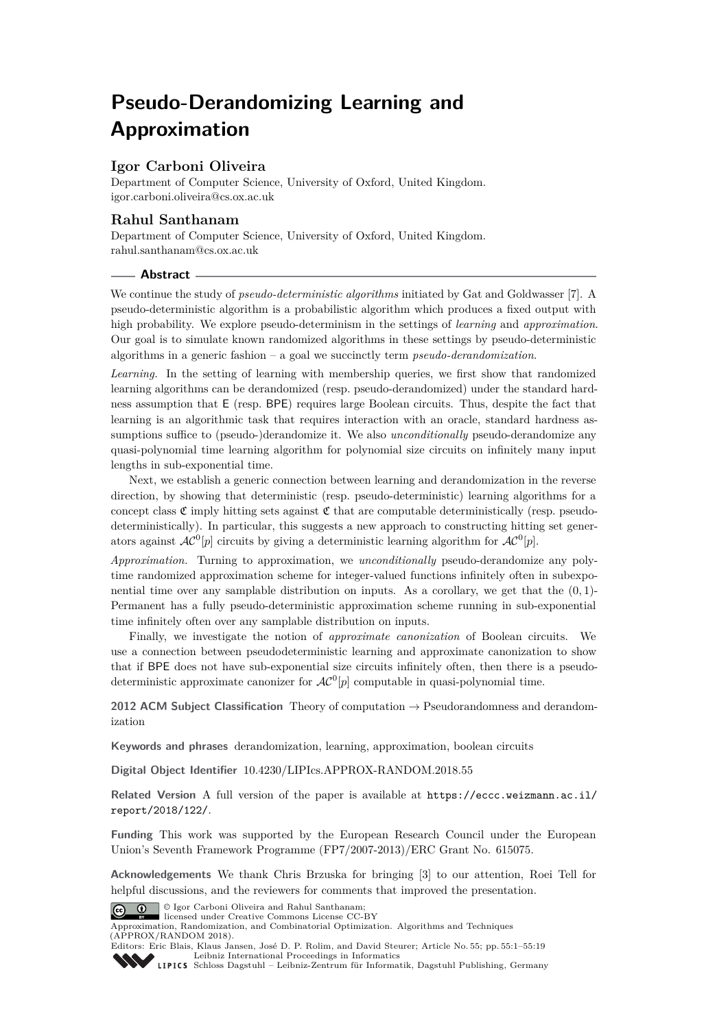# Pseudo-Derandomizing Learning and Approximation

### Igor Carboni Oliveira

Department of Computer Science, University of Oxford, United Kingdom.
igor.carboni.oliveira@cs.ox.ac.uk

### Rahul Santhanam

Department of Computer Science, University of Oxford, United Kingdom.
rahul.santhanam@cs.ox.ac.uk

## Abstract

We continue the study of *pseudo-deterministic algorithms* initiated by Gat and Goldwasser [7]. A pseudo-deterministic algorithm is a probabilistic algorithm which produces a fixed output with high probability. We explore pseudo-determinism in the settings of *learning* and *approximation*. Our goal is to simulate known randomized algorithms in these settings by pseudo-deterministic algorithms in a generic fashion – a goal we succinctly term *pseudo-derandomization*.

*Learning.* In the setting of learning with membership queries, we first show that randomized learning algorithms can be derandomized (resp. pseudo-derandomized) under the standard hardness assumption that E (resp. BPE) requires large Boolean circuits. Thus, despite the fact that learning is an algorithmic task that requires interaction with an oracle, standard hardness assumptions suffice to (pseudo-)derandomize it. We also *unconditionally* pseudo-derandomize any quasi-polynomial time learning algorithm for polynomial size circuits on infinitely many input lengths in sub-exponential time.

Next, we establish a generic connection between learning and derandomization in the reverse direction, by showing that deterministic (resp. pseudo-deterministic) learning algorithms for a concept class $\mathfrak{C}$ imply hitting sets against $\mathfrak{C}$ that are computable deterministically (resp. pseudo-deterministically). In particular, this suggests a new approach to constructing hitting set generators against $\mathcal{AC}^0[p]$ circuits by giving a deterministic learning algorithm for $\mathcal{AC}^0[p]$.

*Approximation.* Turning to approximation, we *unconditionally* pseudo-derandomize any poly-time randomized approximation scheme for integer-valued functions infinitely often in subexponential time over any samplable distribution on inputs. As a corollary, we get that the $(0, 1)$-Permanent has a fully pseudo-deterministic approximation scheme running in sub-exponential time infinitely often over any samplable distribution on inputs.

Finally, we investigate the notion of *approximate canonization* of Boolean circuits. We use a connection between pseudodeterministic learning and approximate canonization to show that if BPE does not have sub-exponential size circuits infinitely often, then there is a pseudo-deterministic approximate canonizer for $\mathcal{AC}^0[p]$ computable in quasi-polynomial time.

**2012 ACM Subject Classification** Theory of computation → Pseudorandomness and derandomization

**Keywords and phrases** derandomization, learning, approximation, boolean circuits

**Digital Object Identifier** 10.4230/LIPIcs.APPROX-RANDOM.2018.55

**Related Version** A full version of the paper is available at https://eccc.weizmann.ac.il/report/2018/122/.

**Funding** This work was supported by the European Research Council under the European Union's Seventh Framework Programme (FP7/2007-2013)/ERC Grant No. 615075.

**Acknowledgements** We thank Chris Brzuska for bringing [3] to our attention, Roei Tell for helpful discussions, and the reviewers for comments that improved the presentation.

© Igor Carboni Oliveira and Rahul Santhanam; licensed under Creative Commons License CC-BY

Approximation, Randomization, and Combinatorial Optimization. Algorithms and Techniques (APPROX/RANDOM 2018).

Editors: Eric Blais, Klaus Jansen, José D. P. Rolim, and David Steurer; Article No. 55; pp. 55:1–55:19

Leibniz International Proceedings in Informatics

Schloss Dagstuhl – Leibniz-Zentrum für Informatik, Dagstuhl Publishing, Germany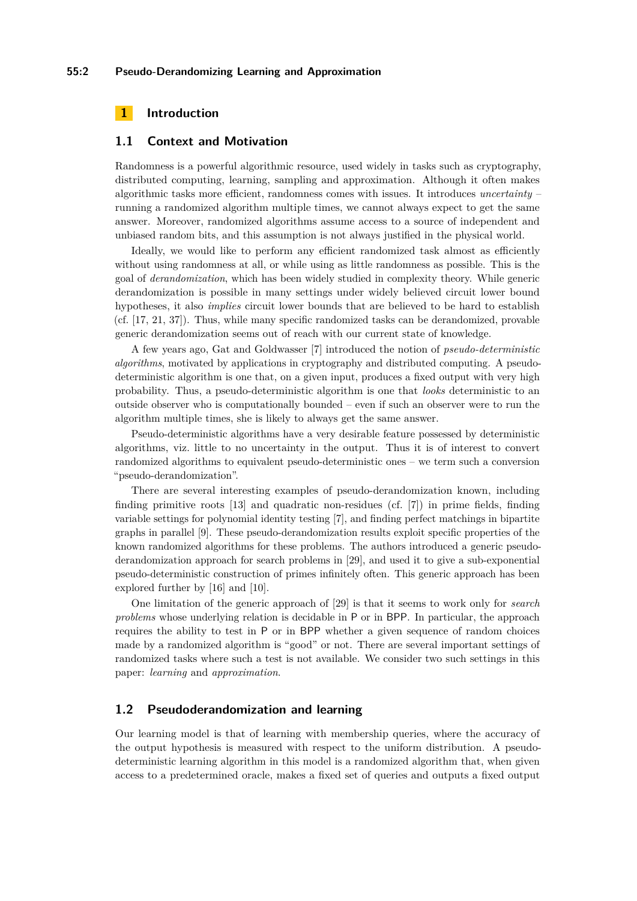# 1 Introduction

## 1.1 Context and Motivation

Randomness is a powerful algorithmic resource, used widely in tasks such as cryptography, distributed computing, learning, sampling and approximation. Although it often makes algorithmic tasks more efficient, randomness comes with issues. It introduces *uncertainty* – running a randomized algorithm multiple times, we cannot always expect to get the same answer. Moreover, randomized algorithms assume access to a source of independent and unbiased random bits, and this assumption is not always justified in the physical world.

Ideally, we would like to perform any efficient randomized task almost as efficiently without using randomness at all, or while using as little randomness as possible. This is the goal of *derandomization*, which has been widely studied in complexity theory. While generic derandomization is possible in many settings under widely believed circuit lower bound hypotheses, it also *implies* circuit lower bounds that are believed to be hard to establish (cf. [17, 21, 37]). Thus, while many specific randomized tasks can be derandomized, provable generic derandomization seems out of reach with our current state of knowledge.

A few years ago, Gat and Goldwasser [7] introduced the notion of *pseudo-deterministic algorithms*, motivated by applications in cryptography and distributed computing. A pseudo-deterministic algorithm is one that, on a given input, produces a fixed output with very high probability. Thus, a pseudo-deterministic algorithm is one that *looks* deterministic to an outside observer who is computationally bounded – even if such an observer were to run the algorithm multiple times, she is likely to always get the same answer.

Pseudo-deterministic algorithms have a very desirable feature possessed by deterministic algorithms, viz. little to no uncertainty in the output. Thus it is of interest to convert randomized algorithms to equivalent pseudo-deterministic ones – we term such a conversion "pseudo-derandomization".

There are several interesting examples of pseudo-derandomization known, including finding primitive roots [13] and quadratic non-residues (cf. [7]) in prime fields, finding variable settings for polynomial identity testing [7], and finding perfect matchings in bipartite graphs in parallel [9]. These pseudo-derandomization results exploit specific properties of the known randomized algorithms for these problems. The authors introduced a generic pseudo-derandomization approach for search problems in [29], and used it to give a sub-exponential pseudo-deterministic construction of primes infinitely often. This generic approach has been explored further by [16] and [10].

One limitation of the generic approach of [29] is that it seems to work only for *search problems* whose underlying relation is decidable in P or in BPP. In particular, the approach requires the ability to test in P or in BPP whether a given sequence of random choices made by a randomized algorithm is "good" or not. There are several important settings of randomized tasks where such a test is not available. We consider two such settings in this paper: *learning* and *approximation*.

## 1.2 Pseudoderandomization and learning

Our learning model is that of learning with membership queries, where the accuracy of the output hypothesis is measured with respect to the uniform distribution. A pseudo-deterministic learning algorithm in this model is a randomized algorithm that, when given access to a predetermined oracle, makes a fixed set of queries and outputs a fixed output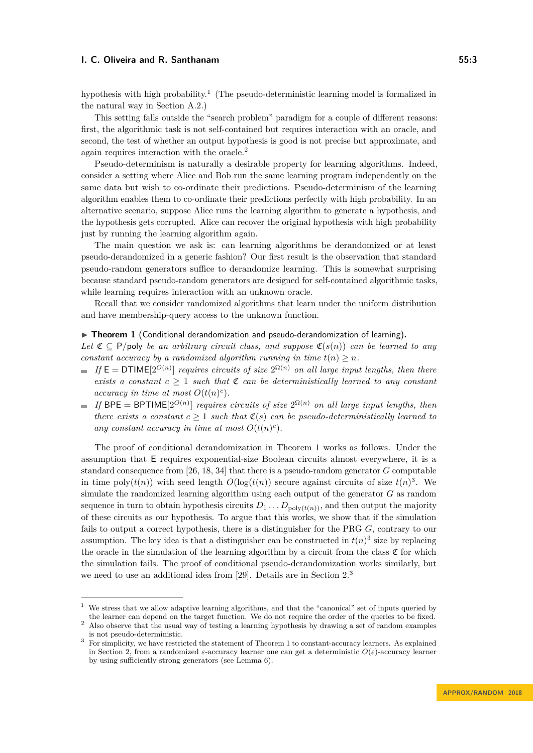hypothesis with high probability.[1] (The pseudo-deterministic learning model is formalized in the natural way in Section A.2.)

This setting falls outside the "search problem" paradigm for a couple of different reasons: first, the algorithmic task is not self-contained but requires interaction with an oracle, and second, the test of whether an output hypothesis is good is not precise but approximate, and again requires interaction with the oracle.[2]

Pseudo-determinism is naturally a desirable property for learning algorithms. Indeed, consider a setting where Alice and Bob run the same learning program independently on the same data but wish to co-ordinate their predictions. Pseudo-determinism of the learning algorithm enables them to co-ordinate their predictions perfectly with high probability. In an alternative scenario, suppose Alice runs the learning algorithm to generate a hypothesis, and the hypothesis gets corrupted. Alice can recover the original hypothesis with high probability just by running the learning algorithm again.

The main question we ask is: can learning algorithms be derandomized or at least pseudo-derandomized in a generic fashion? Our first result is the observation that standard pseudo-random generators suffice to derandomize learning. This is somewhat surprising because standard pseudo-random generators are designed for self-contained algorithmic tasks, while learning requires interaction with an unknown oracle.

Recall that we consider randomized algorithms that learn under the uniform distribution and have membership-query access to the unknown function.

▶ **Theorem 1** (Conditional derandomization and pseudo-derandomization of learning). *Let $\mathfrak{C} \subseteq \mathsf{P/poly}$ be an arbitrary circuit class, and suppose $\mathfrak{C}(s(n))$ can be learned to any constant accuracy by a randomized algorithm running in time $t(n) \geq n$.*

- *If $\mathsf{E} = \mathsf{DTIME}[2^{O(n)}]$ requires circuits of size $2^{\Omega(n)}$ on all large input lengths, then there exists a constant $c \geq 1$ such that $\mathfrak{C}$ can be deterministically learned to any constant accuracy in time at most $O(t(n)^c)$.*
- *If $\mathsf{BPE} = \mathsf{BPTIME}[2^{O(n)}]$ requires circuits of size $2^{\Omega(n)}$ on all large input lengths, then there exists a constant $c \geq 1$ such that $\mathfrak{C}(s)$ can be pseudo-deterministically learned to any constant accuracy in time at most $O(t(n)^c)$.*

The proof of conditional derandomization in Theorem 1 works as follows. Under the assumption that $\mathsf{E}$ requires exponential-size Boolean circuits almost everywhere, it is a standard consequence from [26, 18, 34] that there is a pseudo-random generator $G$ computable in time $\mathrm{poly}(t(n))$ with seed length $O(\log(t(n))$ secure against circuits of size $t(n)^3$. We simulate the randomized learning algorithm using each output of the generator $G$ as random sequence in turn to obtain hypothesis circuits $D_1 \dots D_{\mathrm{poly}(t(n))}$, and then output the majority of these circuits as our hypothesis. To argue that this works, we show that if the simulation fails to output a correct hypothesis, there is a distinguisher for the PRG $G$, contrary to our assumption. The key idea is that a distinguisher can be constructed in $t(n)^3$ size by replacing the oracle in the simulation of the learning algorithm by a circuit from the class $\mathfrak{C}$ for which the simulation fails. The proof of conditional pseudo-derandomization works similarly, but we need to use an additional idea from [29]. Details are in Section 2.[3]

---

[1] We stress that we allow adaptive learning algorithms, and that the "canonical" set of inputs queried by the learner can depend on the target function. We do not require the order of the queries to be fixed.

[2] Also observe that the usual way of testing a learning hypothesis by drawing a set of random examples is not pseudo-deterministic.

[3] For simplicity, we have restricted the statement of Theorem 1 to constant-accuracy learners. As explained in Section 2, from a randomized $\varepsilon$-accuracy learner one can get a deterministic $O(\varepsilon)$-accuracy learner by using sufficiently strong generators (see Lemma 6).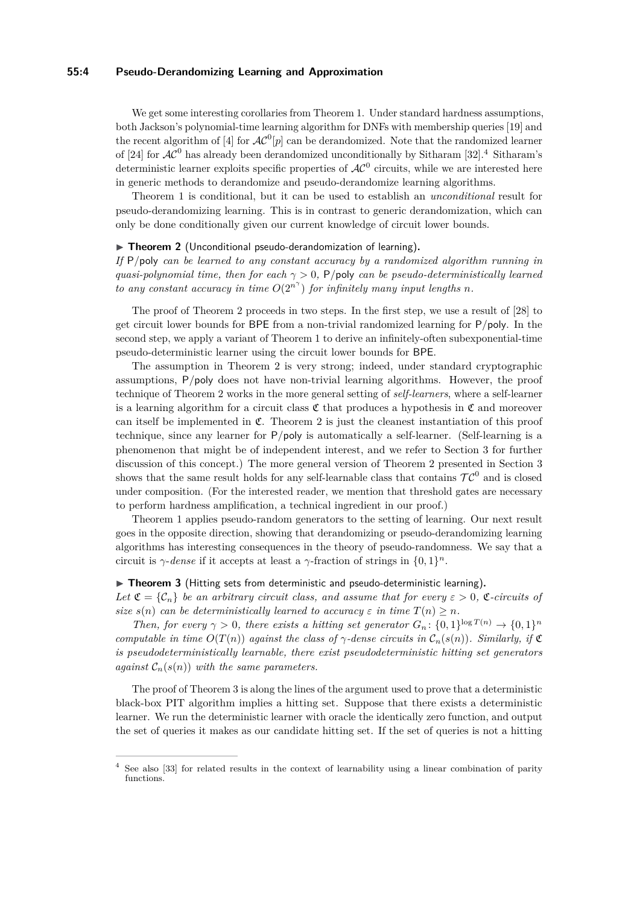We get some interesting corollaries from Theorem 1. Under standard hardness assumptions, both Jackson's polynomial-time learning algorithm for DNFs with membership queries [19] and the recent algorithm of [4] for $\mathcal{AC}^0[p]$ can be derandomized. Note that the randomized learner of [24] for $\mathcal{AC}^0$ has already been derandomized unconditionally by Sitharam [32].[4] Sitharam's deterministic learner exploits specific properties of $\mathcal{AC}^0$ circuits, while we are interested here in generic methods to derandomize and pseudo-derandomize learning algorithms.

Theorem 1 is conditional, but it can be used to establish an *unconditional* result for pseudo-derandomizing learning. This is in contrast to generic derandomization, which can only be done conditionally given our current knowledge of circuit lower bounds.

► **Theorem 2** (Unconditional pseudo-derandomization of learning). *If* P/poly *can be learned to any constant accuracy by a randomized algorithm running in quasi-polynomial time, then for each* $\gamma > 0$*,* P/poly *can be pseudo-deterministically learned to any constant accuracy in time* $O(2^{n^\gamma})$ *for infinitely many input lengths* $n$*.*

The proof of Theorem 2 proceeds in two steps. In the first step, we use a result of [28] to get circuit lower bounds for BPE from a non-trivial randomized learning for P/poly. In the second step, we apply a variant of Theorem 1 to derive an infinitely-often subexponential-time pseudo-deterministic learner using the circuit lower bounds for BPE.

The assumption in Theorem 2 is very strong; indeed, under standard cryptographic assumptions, P/poly does not have non-trivial learning algorithms. However, the proof technique of Theorem 2 works in the more general setting of *self-learners*, where a self-learner is a learning algorithm for a circuit class $\mathfrak{C}$ that produces a hypothesis in $\mathfrak{C}$ and moreover can itself be implemented in $\mathfrak{C}$. Theorem 2 is just the cleanest instantiation of this proof technique, since any learner for P/poly is automatically a self-learner. (Self-learning is a phenomenon that might be of independent interest, and we refer to Section 3 for further discussion of this concept.) The more general version of Theorem 2 presented in Section 3 shows that the same result holds for any self-learnable class that contains $\mathcal{TC}^0$ and is closed under composition. (For the interested reader, we mention that threshold gates are necessary to perform hardness amplification, a technical ingredient in our proof.)

Theorem 1 applies pseudo-random generators to the setting of learning. Our next result goes in the opposite direction, showing that derandomizing or pseudo-derandomizing learning algorithms has interesting consequences in the theory of pseudo-randomness. We say that a circuit is $\gamma$-*dense* if it accepts at least a $\gamma$-fraction of strings in $\{0,1\}^n$.

► **Theorem 3** (Hitting sets from deterministic and pseudo-deterministic learning). *Let* $\mathfrak{C} = \{\mathcal{C}_n\}$ *be an arbitrary circuit class, and assume that for every* $\varepsilon > 0$*,* $\mathfrak{C}$*-circuits of size* $s(n)$ *can be deterministically learned to accuracy* $\varepsilon$ *in time* $T(n) \geq n$*.*

*Then, for every* $\gamma > 0$*, there exists a hitting set generator* $G_n \colon \{0,1\}^{\log T(n)} \to \{0,1\}^n$ *computable in time* $O(T(n))$ *against the class of* $\gamma$*-dense circuits in* $\mathcal{C}_n(s(n))$*. Similarly, if* $\mathfrak{C}$ *is pseudodeterministically learnable, there exist pseudodeterministic hitting set generators against* $\mathcal{C}_n(s(n))$ *with the same parameters.*

The proof of Theorem 3 is along the lines of the argument used to prove that a deterministic black-box PIT algorithm implies a hitting set. Suppose that there exists a deterministic learner. We run the deterministic learner with oracle the identically zero function, and output the set of queries it makes as our candidate hitting set. If the set of queries is not a hitting

---

[4] See also [33] for related results in the context of learnability using a linear combination of parity functions.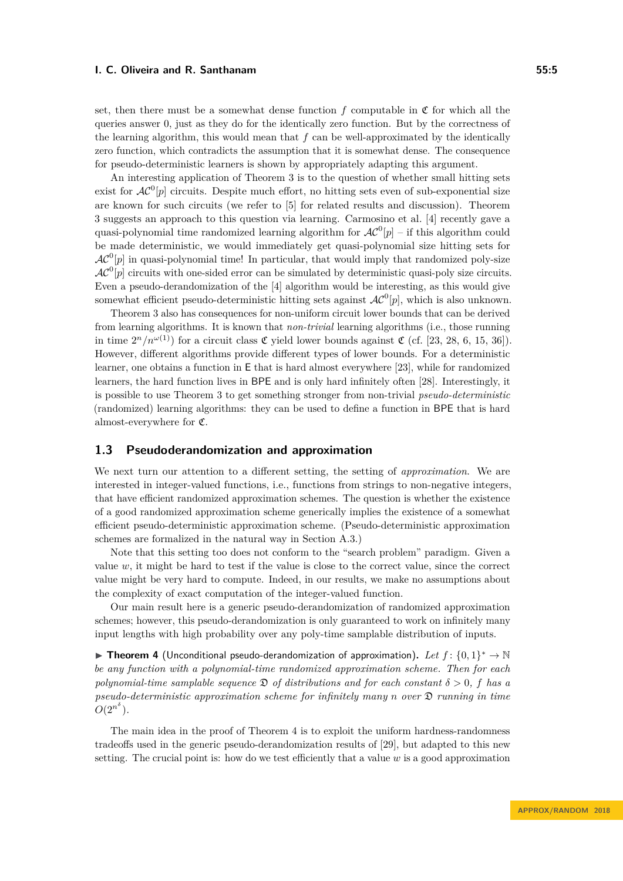set, then there must be a somewhat dense function $f$ computable in $\mathfrak{C}$ for which all the queries answer 0, just as they do for the identically zero function. But by the correctness of the learning algorithm, this would mean that $f$ can be well-approximated by the identically zero function, which contradicts the assumption that it is somewhat dense. The consequence for pseudo-deterministic learners is shown by appropriately adapting this argument.

An interesting application of Theorem 3 is to the question of whether small hitting sets exist for $\mathcal{AC}^0[p]$ circuits. Despite much effort, no hitting sets even of sub-exponential size are known for such circuits (we refer to [5] for related results and discussion). Theorem 3 suggests an approach to this question via learning. Carmosino et al. [4] recently gave a quasi-polynomial time randomized learning algorithm for $\mathcal{AC}^0[p]$ – if this algorithm could be made deterministic, we would immediately get quasi-polynomial size hitting sets for $\mathcal{AC}^0[p]$ in quasi-polynomial time! In particular, that would imply that randomized poly-size $\mathcal{AC}^0[p]$ circuits with one-sided error can be simulated by deterministic quasi-poly size circuits. Even a pseudo-derandomization of the [4] algorithm would be interesting, as this would give somewhat efficient pseudo-deterministic hitting sets against $\mathcal{AC}^0[p]$, which is also unknown.

Theorem 3 also has consequences for non-uniform circuit lower bounds that can be derived from learning algorithms. It is known that *non-trivial* learning algorithms (i.e., those running in time $2^n/n^{\omega(1)}$) for a circuit class $\mathfrak{C}$ yield lower bounds against $\mathfrak{C}$ (cf. [23, 28, 6, 15, 36]). However, different algorithms provide different types of lower bounds. For a deterministic learner, one obtains a function in $\mathsf{E}$ that is hard almost everywhere [23], while for randomized learners, the hard function lives in $\mathsf{BPE}$ and is only hard infinitely often [28]. Interestingly, it is possible to use Theorem 3 to get something stronger from non-trivial *pseudo-deterministic* (randomized) learning algorithms: they can be used to define a function in $\mathsf{BPE}$ that is hard almost-everywhere for $\mathfrak{C}$.

## 1.3 Pseudoderandomization and approximation

We next turn our attention to a different setting, the setting of *approximation*. We are interested in integer-valued functions, i.e., functions from strings to non-negative integers, that have efficient randomized approximation schemes. The question is whether the existence of a good randomized approximation scheme generically implies the existence of a somewhat efficient pseudo-deterministic approximation scheme. (Pseudo-deterministic approximation schemes are formalized in the natural way in Section A.3.)

Note that this setting too does not conform to the "search problem" paradigm. Given a value $w$, it might be hard to test if the value is close to the correct value, since the correct value might be very hard to compute. Indeed, in our results, we make no assumptions about the complexity of exact computation of the integer-valued function.

Our main result here is a generic pseudo-derandomization of randomized approximation schemes; however, this pseudo-derandomization is only guaranteed to work on infinitely many input lengths with high probability over any poly-time samplable distribution of inputs.

▶ **Theorem 4** (Unconditional pseudo-derandomization of approximation)**.** *Let $f\colon \{0,1\}^* \to \mathbb{N}$ be any function with a polynomial-time randomized approximation scheme. Then for each polynomial-time samplable sequence $\mathfrak{D}$ of distributions and for each constant $\delta > 0$, $f$ has a pseudo-deterministic approximation scheme for infinitely many $n$ over $\mathfrak{D}$ running in time $O(2^{n^\delta})$.*

The main idea in the proof of Theorem 4 is to exploit the uniform hardness-randomness tradeoffs used in the generic pseudo-derandomization results of [29], but adapted to this new setting. The crucial point is: how do we test efficiently that a value $w$ is a good approximation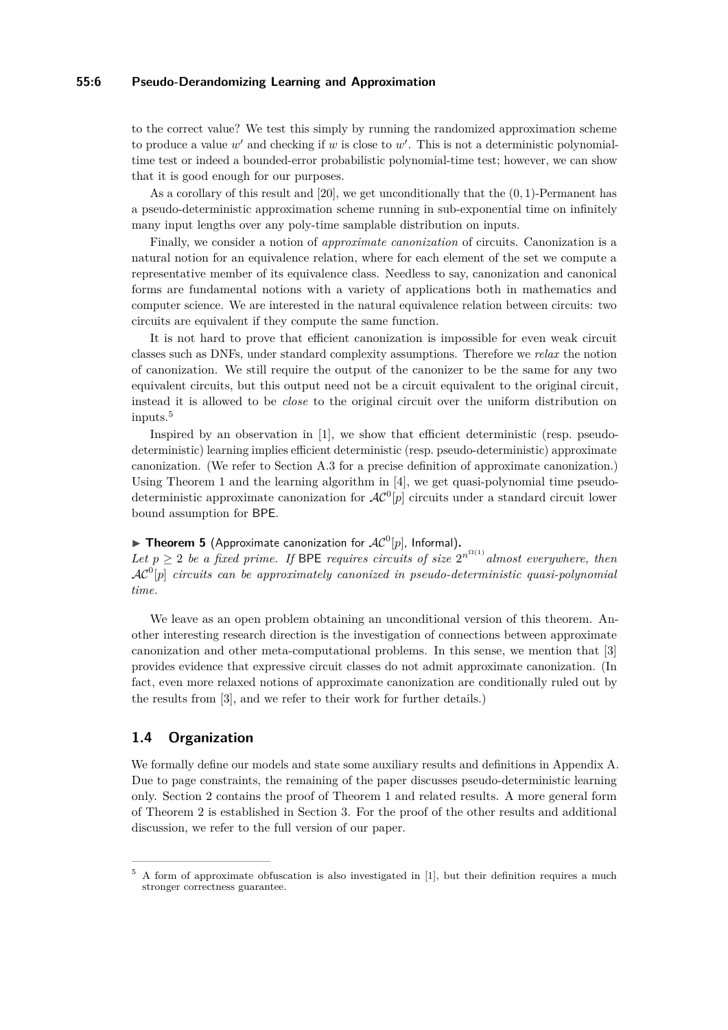to the correct value? We test this simply by running the randomized approximation scheme to produce a value $w'$ and checking if $w$ is close to $w'$. This is not a deterministic polynomial-time test or indeed a bounded-error probabilistic polynomial-time test; however, we can show that it is good enough for our purposes.

As a corollary of this result and [20], we get unconditionally that the $(0, 1)$-Permanent has a pseudo-deterministic approximation scheme running in sub-exponential time on infinitely many input lengths over any poly-time samplable distribution on inputs.

Finally, we consider a notion of *approximate canonization* of circuits. Canonization is a natural notion for an equivalence relation, where for each element of the set we compute a representative member of its equivalence class. Needless to say, canonization and canonical forms are fundamental notions with a variety of applications both in mathematics and computer science. We are interested in the natural equivalence relation between circuits: two circuits are equivalent if they compute the same function.

It is not hard to prove that efficient canonization is impossible for even weak circuit classes such as DNFs, under standard complexity assumptions. Therefore we *relax* the notion of canonization. We still require the output of the canonizer to be the same for any two equivalent circuits, but this output need not be a circuit equivalent to the original circuit, instead it is allowed to be *close* to the original circuit over the uniform distribution on inputs.[5]

Inspired by an observation in [1], we show that efficient deterministic (resp. pseudo-deterministic) learning implies efficient deterministic (resp. pseudo-deterministic) approximate canonization. (We refer to Section A.3 for a precise definition of approximate canonization.) Using Theorem 1 and the learning algorithm in [4], we get quasi-polynomial time pseudo-deterministic approximate canonization for $\mathcal{AC}^0[p]$ circuits under a standard circuit lower bound assumption for BPE.

▶ **Theorem 5** (Approximate canonization for $\mathcal{AC}^0[p]$, Informal)**.** *Let $p \geq 2$ be a fixed prime. If* BPE *requires circuits of size $2^{n^{\Omega(1)}}$ almost everywhere, then $\mathcal{AC}^0[p]$ circuits can be approximately canonized in pseudo-deterministic quasi-polynomial time.*

We leave as an open problem obtaining an unconditional version of this theorem. Another interesting research direction is the investigation of connections between approximate canonization and other meta-computational problems. In this sense, we mention that [3] provides evidence that expressive circuit classes do not admit approximate canonization. (In fact, even more relaxed notions of approximate canonization are conditionally ruled out by the results from [3], and we refer to their work for further details.)

## 1.4 Organization

We formally define our models and state some auxiliary results and definitions in Appendix A. Due to page constraints, the remaining of the paper discusses pseudo-deterministic learning only. Section 2 contains the proof of Theorem 1 and related results. A more general form of Theorem 2 is established in Section 3. For the proof of the other results and additional discussion, we refer to the full version of our paper.

---

[5] A form of approximate obfuscation is also investigated in [1], but their definition requires a much stronger correctness guarantee.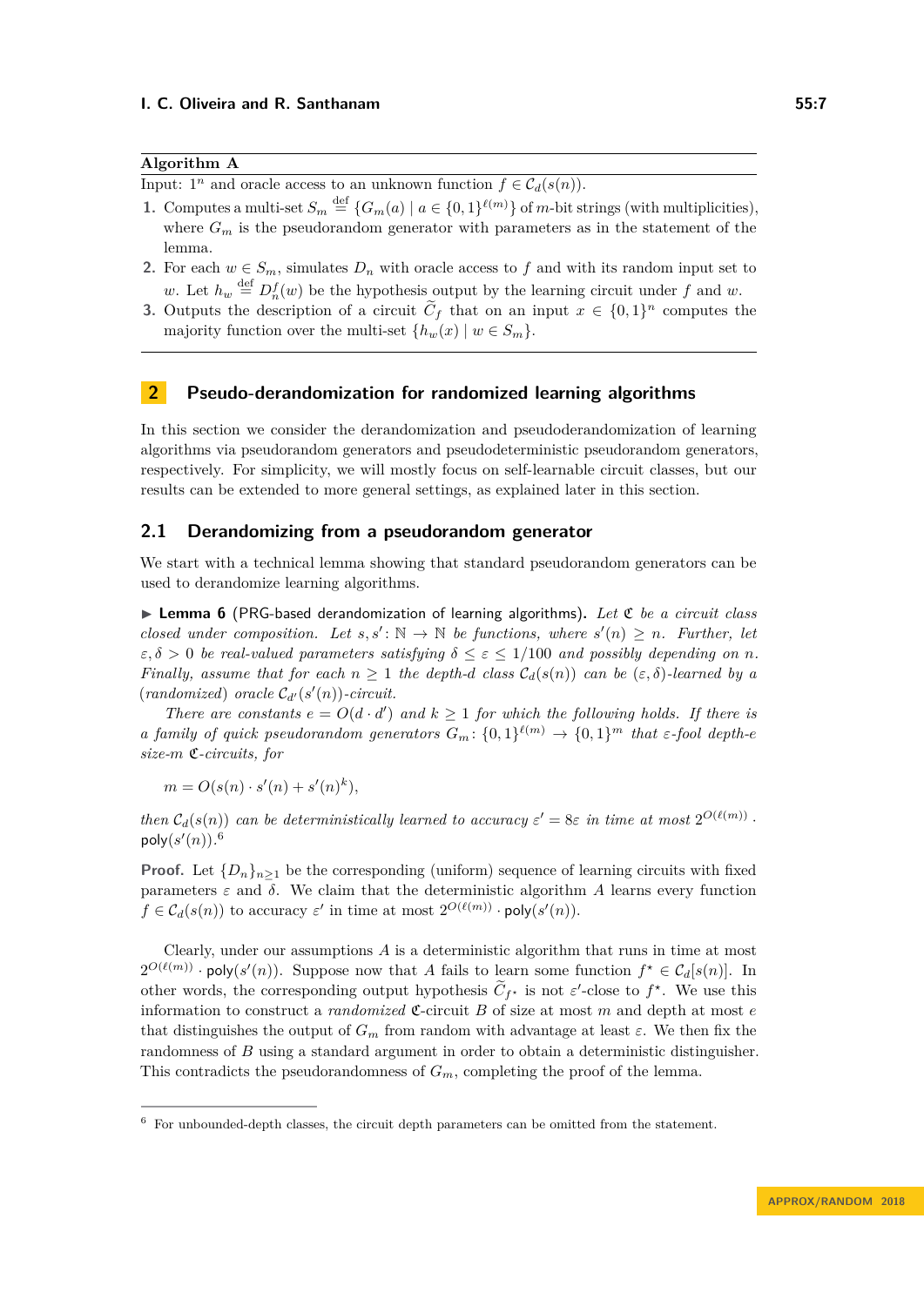**Algorithm A**

Input: $1^n$ and oracle access to an unknown function $f \in \mathcal{C}_d(s(n))$.

1. Computes a multi-set $S_m \stackrel{\text{def}}{=} \{G_m(a) \mid a \in \{0,1\}^{\ell(m)}\}$ of $m$-bit strings (with multiplicities), where $G_m$ is the pseudorandom generator with parameters as in the statement of the lemma.
2. For each $w \in S_m$, simulates $D_n$ with oracle access to $f$ and with its random input set to $w$. Let $h_w \stackrel{\text{def}}{=} D_n^f(w)$ be the hypothesis output by the learning circuit under $f$ and $w$.
3. Outputs the description of a circuit $\widetilde{C}_f$ that on an input $x \in \{0,1\}^n$ computes the majority function over the multi-set $\{h_w(x) \mid w \in S_m\}$.

## 2 Pseudo-derandomization for randomized learning algorithms

In this section we consider the derandomization and pseudoderandomization of learning algorithms via pseudorandom generators and pseudodeterministic pseudorandom generators, respectively. For simplicity, we will mostly focus on self-learnable circuit classes, but our results can be extended to more general settings, as explained later in this section.

### 2.1 Derandomizing from a pseudorandom generator

We start with a technical lemma showing that standard pseudorandom generators can be used to derandomize learning algorithms.

▶ **Lemma 6** (PRG-based derandomization of learning algorithms). *Let $\mathfrak{C}$ be a circuit class closed under composition. Let $s, s' \colon \mathbb{N} \to \mathbb{N}$ be functions, where $s'(n) \geq n$. Further, let $\varepsilon, \delta > 0$ be real-valued parameters satisfying $\delta \leq \varepsilon \leq 1/100$ and possibly depending on $n$. Finally, assume that for each $n \geq 1$ the depth-$d$ class $\mathcal{C}_d(s(n))$ can be $(\varepsilon, \delta)$-learned by a (randomized) oracle $\mathcal{C}_{d'}(s'(n))$-circuit.*

*There are constants $e = O(d \cdot d')$ and $k \geq 1$ for which the following holds. If there is a family of quick pseudorandom generators $G_m \colon \{0,1\}^{\ell(m)} \to \{0,1\}^m$ that $\varepsilon$-fool depth-$e$ size-$m$ $\mathfrak{C}$-circuits, for*

$$m = O(s(n) \cdot s'(n) + s'(n)^k),$$

*then $\mathcal{C}_d(s(n))$ can be deterministically learned to accuracy $\varepsilon' = 8\varepsilon$ in time at most $2^{O(\ell(m))} \cdot \mathsf{poly}(s'(n))$.*[6]

**Proof.** Let $\{D_n\}_{n \geq 1}$ be the corresponding (uniform) sequence of learning circuits with fixed parameters $\varepsilon$ and $\delta$. We claim that the deterministic algorithm $A$ learns every function $f \in \mathcal{C}_d(s(n))$ to accuracy $\varepsilon'$ in time at most $2^{O(\ell(m))} \cdot \mathsf{poly}(s'(n))$.

Clearly, under our assumptions $A$ is a deterministic algorithm that runs in time at most $2^{O(\ell(m))} \cdot \mathsf{poly}(s'(n))$. Suppose now that $A$ fails to learn some function $f^\star \in \mathcal{C}_d[s(n)]$. In other words, the corresponding output hypothesis $\widetilde{C}_{f^\star}$ is not $\varepsilon'$-close to $f^\star$. We use this information to construct a *randomized* $\mathfrak{C}$-circuit $B$ of size at most $m$ and depth at most $e$ that distinguishes the output of $G_m$ from random with advantage at least $\varepsilon$. We then fix the randomness of $B$ using a standard argument in order to obtain a deterministic distinguisher. This contradicts the pseudorandomness of $G_m$, completing the proof of the lemma.

---

[6] For unbounded-depth classes, the circuit depth parameters can be omitted from the statement.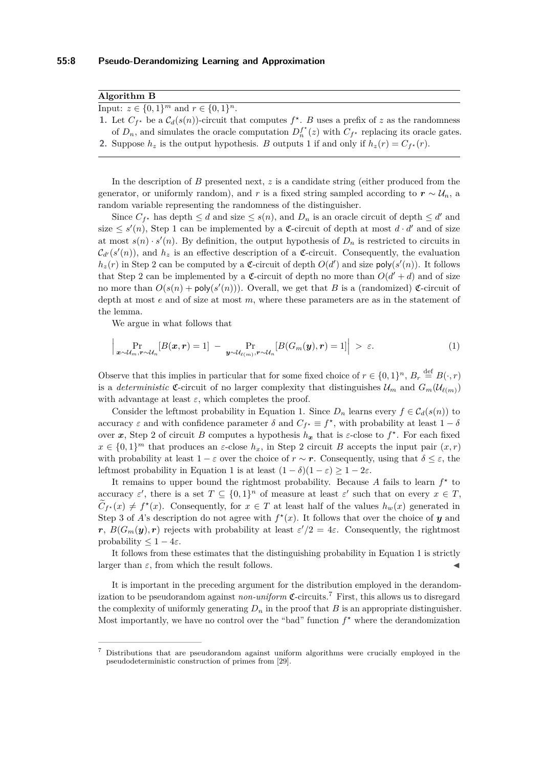**Algorithm B**

Input: $z \in \{0,1\}^m$ and $r \in \{0,1\}^n$.

1. Let $C_{f^\star}$ be a $\mathcal{C}_d(s(n))$-circuit that computes $f^\star$. $B$ uses a prefix of $z$ as the randomness of $D_n$, and simulates the oracle computation $D_n^{f^\star}(z)$ with $C_{f^\star}$ replacing its oracle gates.
2. Suppose $h_z$ is the output hypothesis. $B$ outputs 1 if and only if $h_z(r) = C_{f^\star}(r)$.

In the description of $B$ presented next, $z$ is a candidate string (either produced from the generator, or uniformly random), and $r$ is a fixed string sampled according to $\boldsymbol{r} \sim \mathcal{U}_n$, a random variable representing the randomness of the distinguisher.

Since $C_{f^\star}$ has depth $\leq d$ and size $\leq s(n)$, and $D_n$ is an oracle circuit of depth $\leq d'$ and size $\leq s'(n)$, Step 1 can be implemented by a $\mathfrak{C}$-circuit of depth at most $d \cdot d'$ and of size at most $s(n) \cdot s'(n)$. By definition, the output hypothesis of $D_n$ is restricted to circuits in $\mathcal{C}_{d'}(s'(n))$, and $h_z$ is an effective description of a $\mathfrak{C}$-circuit. Consequently, the evaluation $h_z(r)$ in Step 2 can be computed by a $\mathfrak{C}$-circuit of depth $O(d')$ and size $\mathsf{poly}(s'(n))$. It follows that Step 2 can be implemented by a $\mathfrak{C}$-circuit of depth no more than $O(d' + d)$ and of size no more than $O(s(n) + \mathsf{poly}(s'(n)))$. Overall, we get that $B$ is a (randomized) $\mathfrak{C}$-circuit of depth at most $e$ and of size at most $m$, where these parameters are as in the statement of the lemma.

We argue in what follows that

$$\left| \Pr_{\boldsymbol{x} \sim \mathcal{U}_m, \boldsymbol{r} \sim \mathcal{U}_n}[B(\boldsymbol{x}, \boldsymbol{r}) = 1] \; - \Pr_{\boldsymbol{y} \sim \mathcal{U}_{\ell(m)}, \boldsymbol{r} \sim \mathcal{U}_n}[B(G_m(\boldsymbol{y}), \boldsymbol{r}) = 1] \right| \; > \; \varepsilon. \tag{1}$$

Observe that this implies in particular that for some fixed choice of $r \in \{0,1\}^n$, $B_r \stackrel{\text{def}}{=} B(\cdot, r)$ is a *deterministic* $\mathfrak{C}$-circuit of no larger complexity that distinguishes $\mathcal{U}_m$ and $G_m(\mathcal{U}_{\ell(m)})$ with advantage at least $\varepsilon$, which completes the proof.

Consider the leftmost probability in Equation 1. Since $D_n$ learns every $f \in \mathcal{C}_d(s(n))$ to accuracy $\varepsilon$ and with confidence parameter $\delta$ and $C_{f^\star} \equiv f^\star$, with probability at least $1 - \delta$ over $\boldsymbol{x}$, Step 2 of circuit $B$ computes a hypothesis $h_{\boldsymbol{x}}$ that is $\varepsilon$-close to $f^\star$. For each fixed $x \in \{0,1\}^m$ that produces an $\varepsilon$-close $h_x$, in Step 2 circuit $B$ accepts the input pair $(x, r)$ with probability at least $1 - \varepsilon$ over the choice of $r \sim \boldsymbol{r}$. Consequently, using that $\delta \leq \varepsilon$, the leftmost probability in Equation 1 is at least $(1 - \delta)(1 - \varepsilon) \geq 1 - 2\varepsilon$.

It remains to upper bound the rightmost probability. Because $A$ fails to learn $f^\star$ to accuracy $\varepsilon'$, there is a set $T \subseteq \{0,1\}^n$ of measure at least $\varepsilon'$ such that on every $x \in T$, $\widetilde{C}_{f^\star}(x) \neq f^\star(x)$. Consequently, for $x \in T$ at least half of the values $h_w(x)$ generated in Step 3 of $A$'s description do not agree with $f^\star(x)$. It follows that over the choice of $\boldsymbol{y}$ and $\boldsymbol{r}$, $B(G_m(\boldsymbol{y}), \boldsymbol{r})$ rejects with probability at least $\varepsilon'/2 = 4\varepsilon$. Consequently, the rightmost probability $\leq 1 - 4\varepsilon$.

It follows from these estimates that the distinguishing probability in Equation 1 is strictly larger than $\varepsilon$, from which the result follows. ◀

It is important in the preceding argument for the distribution employed in the derandomization to be pseudorandom against *non-uniform* $\mathfrak{C}$-circuits.[7] First, this allows us to disregard the complexity of uniformly generating $D_n$ in the proof that $B$ is an appropriate distinguisher. Most importantly, we have no control over the "bad" function $f^\star$ where the derandomization

[7] Distributions that are pseudorandom against uniform algorithms were crucially employed in the pseudodeterministic construction of primes from [29].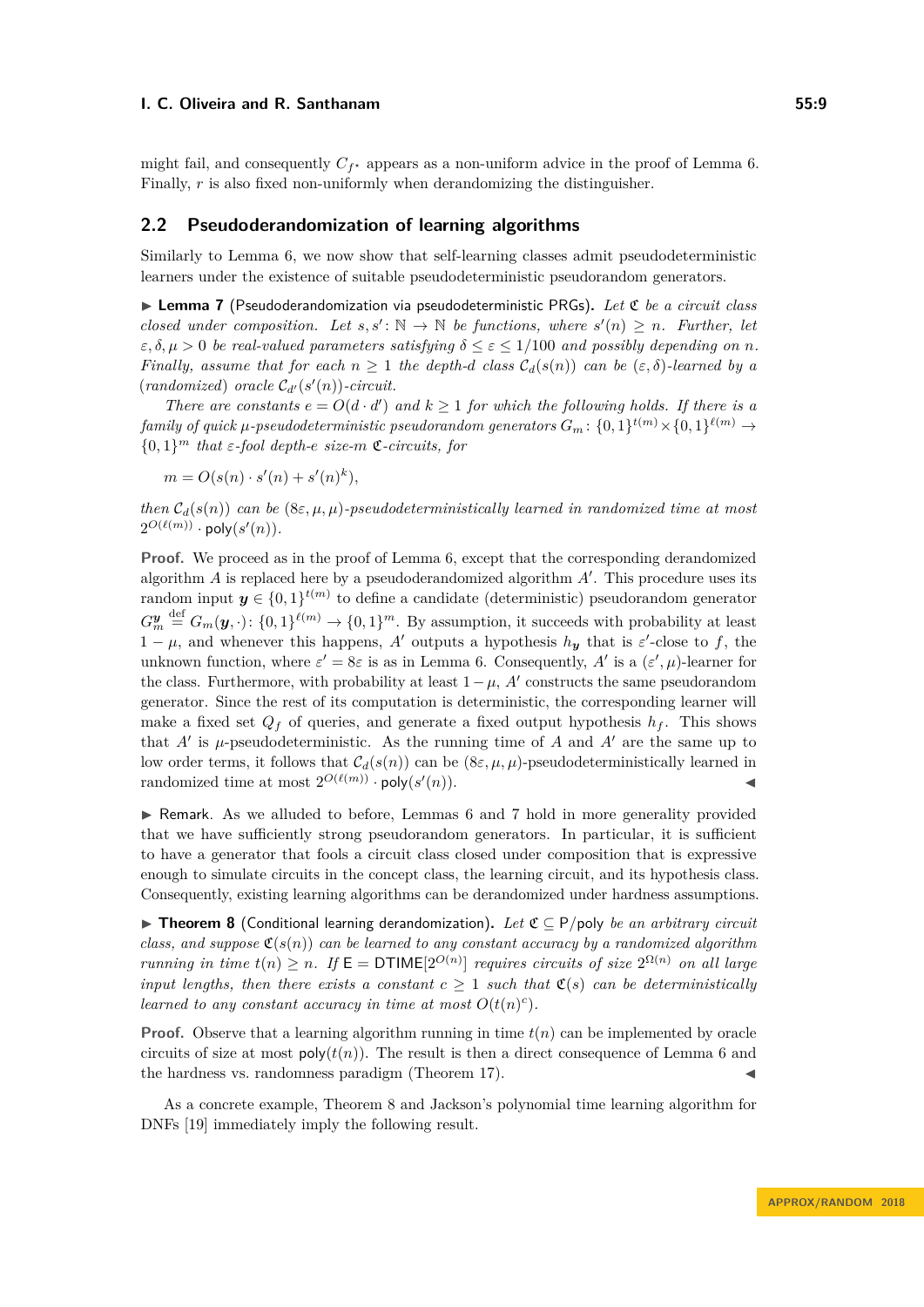might fail, and consequently $C_{f^\star}$ appears as a non-uniform advice in the proof of Lemma 6. Finally, $r$ is also fixed non-uniformly when derandomizing the distinguisher.

## 2.2 Pseudoderandomization of learning algorithms

Similarly to Lemma 6, we now show that self-learning classes admit pseudodeterministic learners under the existence of suitable pseudodeterministic pseudorandom generators.

▶ **Lemma 7** (Pseudoderandomization via pseudodeterministic PRGs). *Let $\mathfrak{C}$ be a circuit class closed under composition. Let $s, s' \colon \mathbb{N} \to \mathbb{N}$ be functions, where $s'(n) \geq n$. Further, let $\varepsilon, \delta, \mu > 0$ be real-valued parameters satisfying $\delta \leq \varepsilon \leq 1/100$ and possibly depending on $n$. Finally, assume that for each $n \geq 1$ the depth-$d$ class $\mathcal{C}_d(s(n))$ can be $(\varepsilon, \delta)$-learned by a (randomized) oracle $\mathcal{C}_{d'}(s'(n))$-circuit.*

*There are constants $e = O(d \cdot d')$ and $k \geq 1$ for which the following holds. If there is a family of quick $\mu$-pseudodeterministic pseudorandom generators $G_m \colon \{0,1\}^{t(m)} \times \{0,1\}^{\ell(m)} \to \{0,1\}^m$ that $\varepsilon$-fool depth-$e$ size-$m$ $\mathfrak{C}$-circuits, for*

$$m = O(s(n) \cdot s'(n) + s'(n)^k),$$

*then $\mathcal{C}_d(s(n))$ can be $(8\varepsilon, \mu, \mu)$-pseudodeterministically learned in randomized time at most $2^{O(\ell(m))} \cdot \mathsf{poly}(s'(n))$.*

**Proof.** We proceed as in the proof of Lemma 6, except that the corresponding derandomized algorithm $A$ is replaced here by a pseudoderandomized algorithm $A'$. This procedure uses its random input $\boldsymbol{y} \in \{0,1\}^{t(m)}$ to define a candidate (deterministic) pseudorandom generator $G_m^{\boldsymbol{y}} \overset{\text{def}}{=} G_m(\boldsymbol{y}, \cdot) \colon \{0,1\}^{\ell(m)} \to \{0,1\}^m$. By assumption, it succeeds with probability at least $1 - \mu$, and whenever this happens, $A'$ outputs a hypothesis $h_{\boldsymbol{y}}$ that is $\varepsilon'$-close to $f$, the unknown function, where $\varepsilon' = 8\varepsilon$ is as in Lemma 6. Consequently, $A'$ is a $(\varepsilon', \mu)$-learner for the class. Furthermore, with probability at least $1 - \mu$, $A'$ constructs the same pseudorandom generator. Since the rest of its computation is deterministic, the corresponding learner will make a fixed set $Q_f$ of queries, and generate a fixed output hypothesis $h_f$. This shows that $A'$ is $\mu$-pseudodeterministic. As the running time of $A$ and $A'$ are the same up to low order terms, it follows that $\mathcal{C}_d(s(n))$ can be $(8\varepsilon, \mu, \mu)$-pseudodeterministically learned in randomized time at most $2^{O(\ell(m))} \cdot \mathsf{poly}(s'(n))$. ◀

▶ Remark. As we alluded to before, Lemmas 6 and 7 hold in more generality provided that we have sufficiently strong pseudorandom generators. In particular, it is sufficient to have a generator that fools a circuit class closed under composition that is expressive enough to simulate circuits in the concept class, the learning circuit, and its hypothesis class. Consequently, existing learning algorithms can be derandomized under hardness assumptions.

▶ **Theorem 8** (Conditional learning derandomization). *Let $\mathfrak{C} \subseteq \mathsf{P/poly}$ be an arbitrary circuit class, and suppose $\mathfrak{C}(s(n))$ can be learned to any constant accuracy by a randomized algorithm running in time $t(n) \geq n$. If $\mathsf{E} = \mathsf{DTIME}[2^{O(n)}]$ requires circuits of size $2^{\Omega(n)}$ on all large input lengths, then there exists a constant $c \geq 1$ such that $\mathfrak{C}(s)$ can be deterministically learned to any constant accuracy in time at most $O(t(n)^c)$.*

**Proof.** Observe that a learning algorithm running in time $t(n)$ can be implemented by oracle circuits of size at most $\mathsf{poly}(t(n))$. The result is then a direct consequence of Lemma 6 and the hardness vs. randomness paradigm (Theorem 17). ◀

As a concrete example, Theorem 8 and Jackson's polynomial time learning algorithm for DNFs [19] immediately imply the following result.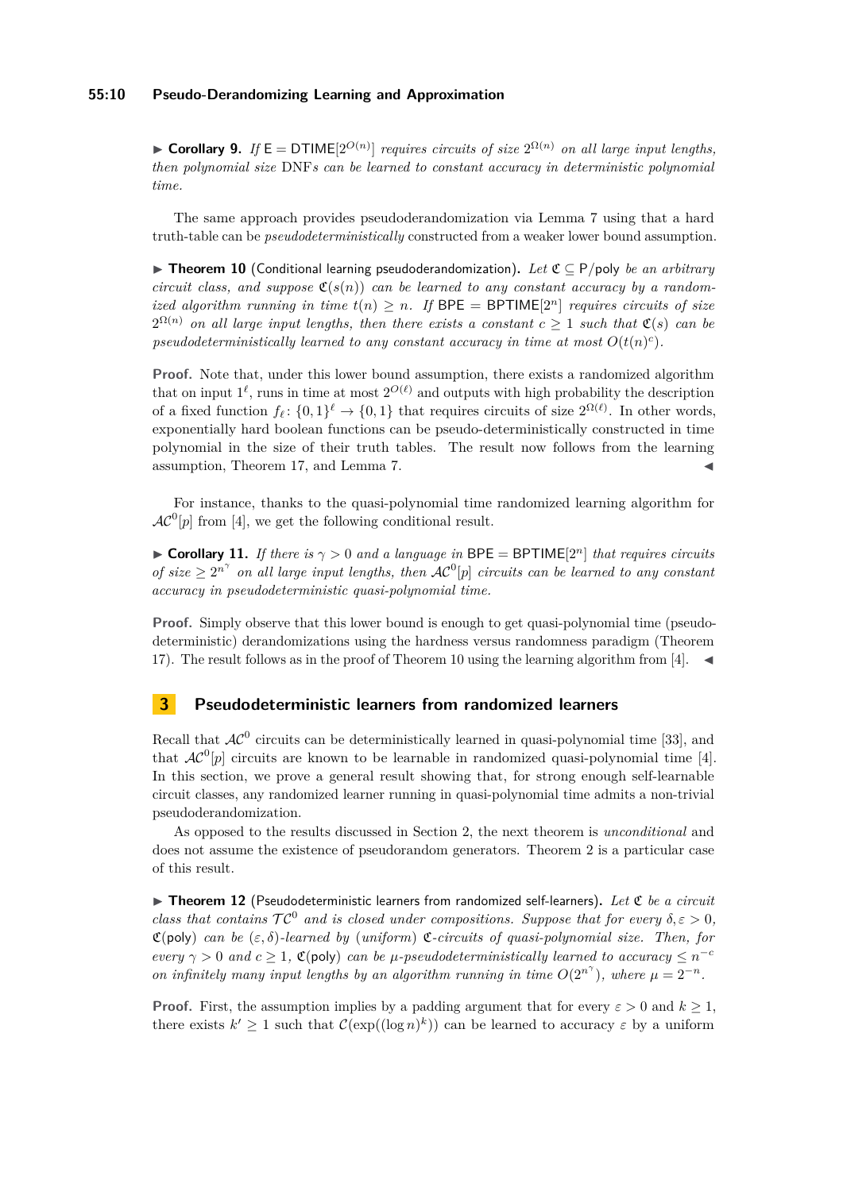▶ **Corollary 9.** *If* $\mathsf{E} = \mathsf{DTIME}[2^{O(n)}]$ *requires circuits of size* $2^{\Omega(n)}$ *on all large input lengths, then polynomial size* DNF*s can be learned to constant accuracy in deterministic polynomial time.*

The same approach provides pseudoderandomization via Lemma 7 using that a hard truth-table can be *pseudodeterministically* constructed from a weaker lower bound assumption.

▶ **Theorem 10** (Conditional learning pseudoderandomization)**.** *Let* $\mathfrak{C} \subseteq \mathsf{P/poly}$ *be an arbitrary circuit class, and suppose* $\mathfrak{C}(s(n))$ *can be learned to any constant accuracy by a randomized algorithm running in time* $t(n) \geq n$*. If* $\mathsf{BPE} = \mathsf{BPTIME}[2^n]$ *requires circuits of size* $2^{\Omega(n)}$ *on all large input lengths, then there exists a constant* $c \geq 1$ *such that* $\mathfrak{C}(s)$ *can be pseudodeterministically learned to any constant accuracy in time at most* $O(t(n)^c)$*.*

**Proof.** Note that, under this lower bound assumption, there exists a randomized algorithm that on input $1^\ell$, runs in time at most $2^{O(\ell)}$ and outputs with high probability the description of a fixed function $f_\ell \colon \{0,1\}^\ell \to \{0,1\}$ that requires circuits of size $2^{\Omega(\ell)}$. In other words, exponentially hard boolean functions can be pseudo-deterministically constructed in time polynomial in the size of their truth tables. The result now follows from the learning assumption, Theorem 17, and Lemma 7. ◀

For instance, thanks to the quasi-polynomial time randomized learning algorithm for $\mathcal{AC}^0[p]$ from [4], we get the following conditional result.

▶ **Corollary 11.** *If there is* $\gamma > 0$ *and a language in* $\mathsf{BPE} = \mathsf{BPTIME}[2^n]$ *that requires circuits of size* $\geq 2^{n^\gamma}$ *on all large input lengths, then* $\mathcal{AC}^0[p]$ *circuits can be learned to any constant accuracy in pseudodeterministic quasi-polynomial time.*

**Proof.** Simply observe that this lower bound is enough to get quasi-polynomial time (pseudo-deterministic) derandomizations using the hardness versus randomness paradigm (Theorem 17). The result follows as in the proof of Theorem 10 using the learning algorithm from [4]. ◀

## 3 Pseudodeterministic learners from randomized learners

Recall that $\mathcal{AC}^0$ circuits can be deterministically learned in quasi-polynomial time [33], and that $\mathcal{AC}^0[p]$ circuits are known to be learnable in randomized quasi-polynomial time [4]. In this section, we prove a general result showing that, for strong enough self-learnable circuit classes, any randomized learner running in quasi-polynomial time admits a non-trivial pseudoderandomization.

As opposed to the results discussed in Section 2, the next theorem is *unconditional* and does not assume the existence of pseudorandom generators. Theorem 2 is a particular case of this result.

▶ **Theorem 12** (Pseudodeterministic learners from randomized self-learners)**.** *Let* $\mathfrak{C}$ *be a circuit class that contains* $\mathcal{TC}^0$ *and is closed under compositions. Suppose that for every* $\delta, \varepsilon > 0$, $\mathfrak{C}(\mathsf{poly})$ *can be* $(\varepsilon, \delta)$*-learned by (uniform)* $\mathfrak{C}$*-circuits of quasi-polynomial size. Then, for every* $\gamma > 0$ *and* $c \geq 1$, $\mathfrak{C}(\mathsf{poly})$ *can be* $\mu$*-pseudodeterministically learned to accuracy* $\leq n^{-c}$ *on infinitely many input lengths by an algorithm running in time* $O(2^{n^\gamma})$*, where* $\mu = 2^{-n}$*.*

**Proof.** First, the assumption implies by a padding argument that for every $\varepsilon > 0$ and $k \geq 1$, there exists $k' \geq 1$ such that $\mathcal{C}(\exp((\log n)^k))$ can be learned to accuracy $\varepsilon$ by a uniform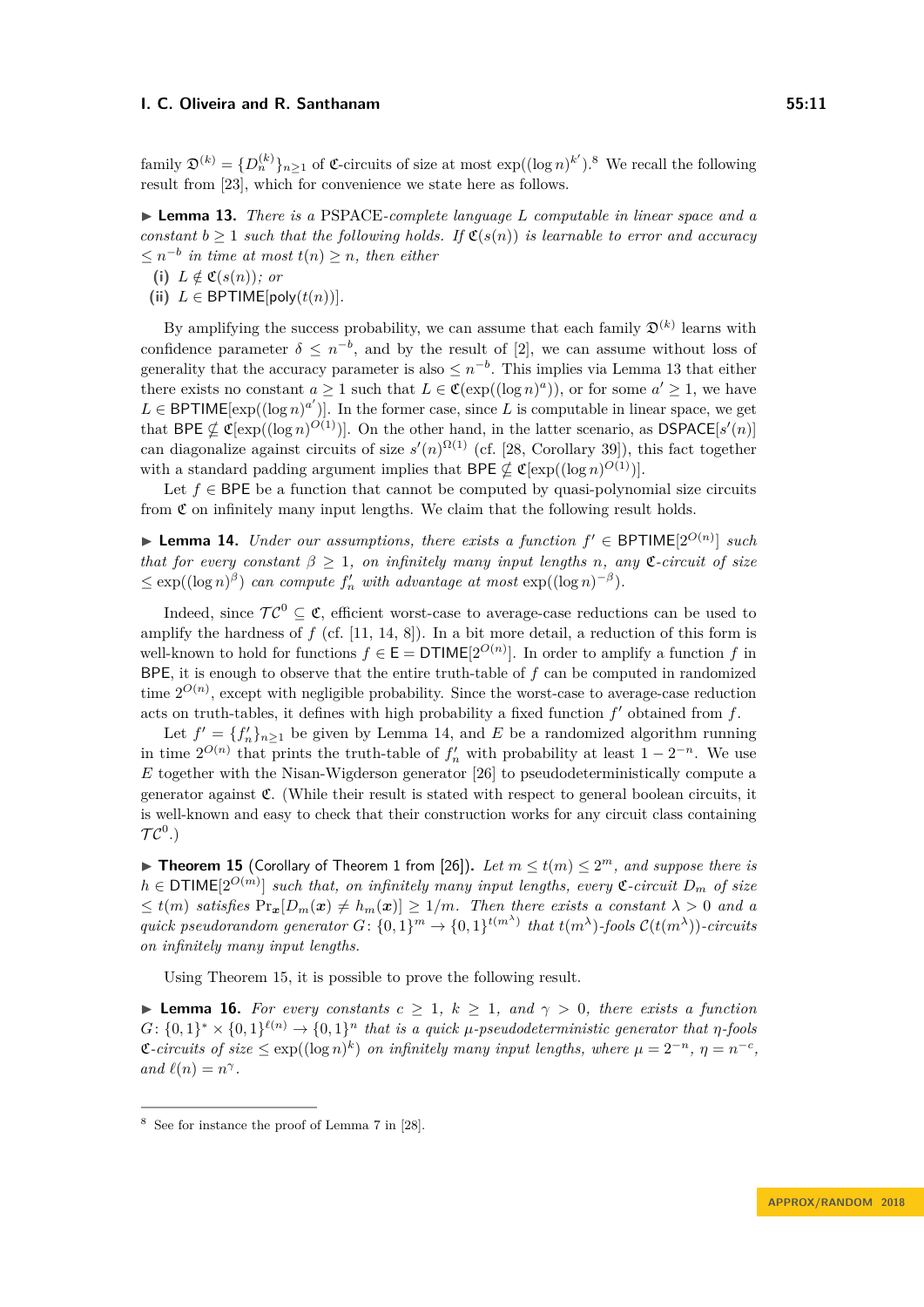family $\mathfrak{D}^{(k)} = \{D_n^{(k)}\}_{n \geq 1}$ of $\mathfrak{C}$-circuits of size at most $\exp((\log n)^{k'})$.[8] We recall the following result from [23], which for convenience we state here as follows.

▶ **Lemma 13.** *There is a PSPACE-complete language $L$ computable in linear space and a constant $b \geq 1$ such that the following holds. If $\mathfrak{C}(s(n))$ is learnable to error and accuracy $\leq n^{-b}$ in time at most $t(n) \geq n$, then either*

**(i)** *$L \notin \mathfrak{C}(s(n))$; or*

**(ii)** *$L \in \mathsf{BPTIME}[\mathsf{poly}(t(n))]$.*

By amplifying the success probability, we can assume that each family $\mathfrak{D}^{(k)}$ learns with confidence parameter $\delta \leq n^{-b}$, and by the result of [2], we can assume without loss of generality that the accuracy parameter is also $\leq n^{-b}$. This implies via Lemma 13 that either there exists no constant $a \geq 1$ such that $L \in \mathfrak{C}(\exp((\log n)^a))$, or for some $a' \geq 1$, we have $L \in \mathsf{BPTIME}[\exp((\log n)^{a'})]$. In the former case, since $L$ is computable in linear space, we get that $\mathsf{BPE} \nsubseteq \mathfrak{C}[\exp((\log n)^{O(1)})]$. On the other hand, in the latter scenario, as $\mathsf{DSPACE}[s'(n)]$ can diagonalize against circuits of size $s'(n)^{\Omega(1)}$ (cf. [28, Corollary 39]), this fact together with a standard padding argument implies that $\mathsf{BPE} \nsubseteq \mathfrak{C}[\exp((\log n)^{O(1)})]$.

Let $f \in \mathsf{BPE}$ be a function that cannot be computed by quasi-polynomial size circuits from $\mathfrak{C}$ on infinitely many input lengths. We claim that the following result holds.

▶ **Lemma 14.** *Under our assumptions, there exists a function $f' \in \mathsf{BPTIME}[2^{O(n)}]$ such that for every constant $\beta \geq 1$, on infinitely many input lengths $n$, any $\mathfrak{C}$-circuit of size $\leq \exp((\log n)^{\beta})$ can compute $f'_n$ with advantage at most $\exp((\log n)^{-\beta})$.*

Indeed, since $\mathcal{TC}^0 \subseteq \mathfrak{C}$, efficient worst-case to average-case reductions can be used to amplify the hardness of $f$ (cf. [11, 14, 8]). In a bit more detail, a reduction of this form is well-known to hold for functions $f \in \mathsf{E} = \mathsf{DTIME}[2^{O(n)}]$. In order to amplify a function $f$ in $\mathsf{BPE}$, it is enough to observe that the entire truth-table of $f$ can be computed in randomized time $2^{O(n)}$, except with negligible probability. Since the worst-case to average-case reduction acts on truth-tables, it defines with high probability a fixed function $f'$ obtained from $f$.

Let $f' = \{f'_n\}_{n \geq 1}$ be given by Lemma 14, and $E$ be a randomized algorithm running in time $2^{O(n)}$ that prints the truth-table of $f'_n$ with probability at least $1 - 2^{-n}$. We use $E$ together with the Nisan-Wigderson generator [26] to pseudodeterministically compute a generator against $\mathfrak{C}$. (While their result is stated with respect to general boolean circuits, it is well-known and easy to check that their construction works for any circuit class containing $\mathcal{TC}^0$.)

▶ **Theorem 15** (Corollary of Theorem 1 from [26])**.** *Let $m \leq t(m) \leq 2^m$, and suppose there is $h \in \mathsf{DTIME}[2^{O(m)}]$ such that, on infinitely many input lengths, every $\mathfrak{C}$-circuit $D_m$ of size $\leq t(m)$ satisfies $\Pr_{\boldsymbol{x}}[D_m(\boldsymbol{x}) \neq h_m(\boldsymbol{x})] \geq 1/m$. Then there exists a constant $\lambda > 0$ and a quick pseudorandom generator $G \colon \{0,1\}^m \to \{0,1\}^{t(m^{\lambda})}$ that $t(m^{\lambda})$-fools $\mathcal{C}(t(m^{\lambda}))$-circuits on infinitely many input lengths.*

Using Theorem 15, it is possible to prove the following result.

▶ **Lemma 16.** *For every constants $c \geq 1$, $k \geq 1$, and $\gamma > 0$, there exists a function $G \colon \{0,1\}^* \times \{0,1\}^{\ell(n)} \to \{0,1\}^n$ that is a quick $\mu$-pseudodeterministic generator that $\eta$-fools $\mathfrak{C}$-circuits of size $\leq \exp((\log n)^k)$ on infinitely many input lengths, where $\mu = 2^{-n}$, $\eta = n^{-c}$, and $\ell(n) = n^{\gamma}$.*

---

[8] See for instance the proof of Lemma 7 in [28].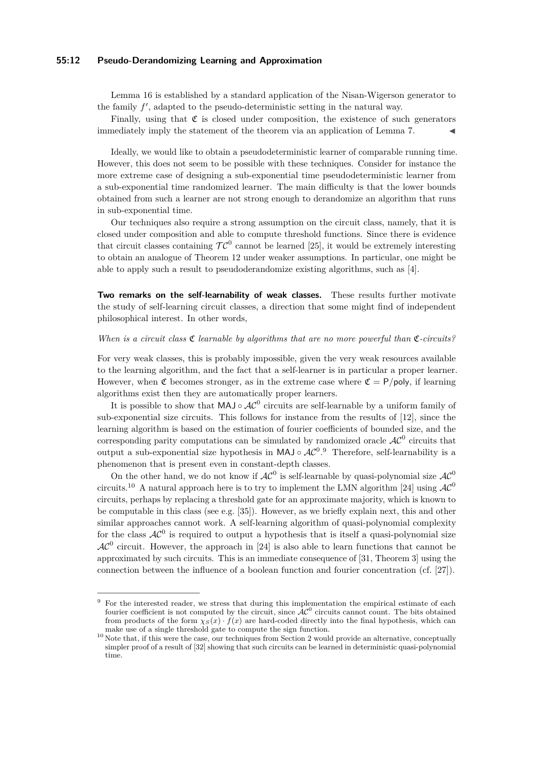Lemma 16 is established by a standard application of the Nisan-Wigerson generator to the family $f'$, adapted to the pseudo-deterministic setting in the natural way.

Finally, using that $\mathfrak{C}$ is closed under composition, the existence of such generators immediately imply the statement of the theorem via an application of Lemma 7. ◀

Ideally, we would like to obtain a pseudodeterministic learner of comparable running time. However, this does not seem to be possible with these techniques. Consider for instance the more extreme case of designing a sub-exponential time pseudodeterministic learner from a sub-exponential time randomized learner. The main difficulty is that the lower bounds obtained from such a learner are not strong enough to derandomize an algorithm that runs in sub-exponential time.

Our techniques also require a strong assumption on the circuit class, namely, that it is closed under composition and able to compute threshold functions. Since there is evidence that circuit classes containing $\mathcal{TC}^0$ cannot be learned [25], it would be extremely interesting to obtain an analogue of Theorem 12 under weaker assumptions. In particular, one might be able to apply such a result to pseudoderandomize existing algorithms, such as [4].

**Two remarks on the self-learnability of weak classes.** These results further motivate the study of self-learning circuit classes, a direction that some might find of independent philosophical interest. In other words,

*When is a circuit class $\mathfrak{C}$ learnable by algorithms that are no more powerful than $\mathfrak{C}$-circuits?*

For very weak classes, this is probably impossible, given the very weak resources available to the learning algorithm, and the fact that a self-learner is in particular a proper learner. However, when $\mathfrak{C}$ becomes stronger, as in the extreme case where $\mathfrak{C} = \mathsf{P/poly}$, if learning algorithms exist then they are automatically proper learners.

It is possible to show that $\mathsf{MAJ} \circ \mathcal{AC}^0$ circuits are self-learnable by a uniform family of sub-exponential size circuits. This follows for instance from the results of [12], since the learning algorithm is based on the estimation of fourier coefficients of bounded size, and the corresponding parity computations can be simulated by randomized oracle $\mathcal{AC}^0$ circuits that output a sub-exponential size hypothesis in $\mathsf{MAJ} \circ \mathcal{AC}^0$.[9] Therefore, self-learnability is a phenomenon that is present even in constant-depth classes.

On the other hand, we do not know if $\mathcal{AC}^0$ is self-learnable by quasi-polynomial size $\mathcal{AC}^0$ circuits.[10] A natural approach here is to try to implement the LMN algorithm [24] using $\mathcal{AC}^0$ circuits, perhaps by replacing a threshold gate for an approximate majority, which is known to be computable in this class (see e.g. [35]). However, as we briefly explain next, this and other similar approaches cannot work. A self-learning algorithm of quasi-polynomial complexity for the class $\mathcal{AC}^0$ is required to output a hypothesis that is itself a quasi-polynomial size $\mathcal{AC}^0$ circuit. However, the approach in [24] is also able to learn functions that cannot be approximated by such circuits. This is an immediate consequence of [31, Theorem 3] using the connection between the influence of a boolean function and fourier concentration (cf. [27]).

---

[9] For the interested reader, we stress that during this implementation the empirical estimate of each fourier coefficient is not computed by the circuit, since $\mathcal{AC}^0$ circuits cannot count. The bits obtained from products of the form $\chi_S(x) \cdot f(x)$ are hard-coded directly into the final hypothesis, which can make use of a single threshold gate to compute the sign function.

[10] Note that, if this were the case, our techniques from Section 2 would provide an alternative, conceptually simpler proof of a result of [32] showing that such circuits can be learned in deterministic quasi-polynomial time.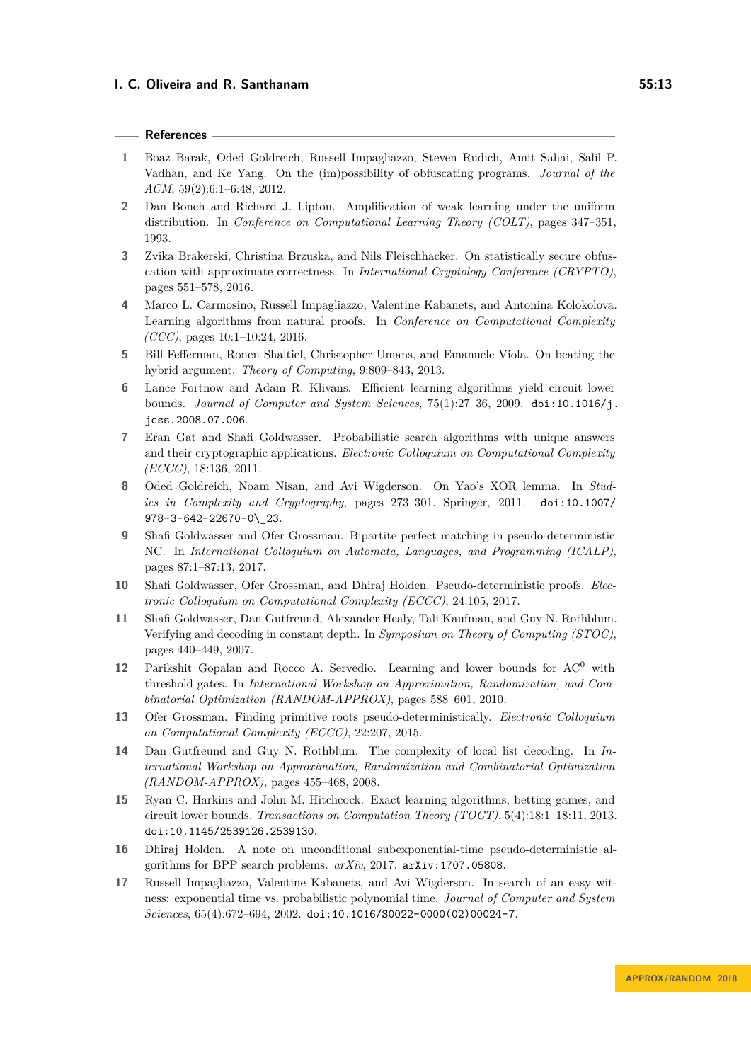## References

1. Boaz Barak, Oded Goldreich, Russell Impagliazzo, Steven Rudich, Amit Sahai, Salil P. Vadhan, and Ke Yang. On the (im)possibility of obfuscating programs. *Journal of the ACM*, 59(2):6:1–6:48, 2012.
2. Dan Boneh and Richard J. Lipton. Amplification of weak learning under the uniform distribution. In *Conference on Computational Learning Theory (COLT)*, pages 347–351, 1993.
3. Zvika Brakerski, Christina Brzuska, and Nils Fleischhacker. On statistically secure obfuscation with approximate correctness. In *International Cryptology Conference (CRYPTO)*, pages 551–578, 2016.
4. Marco L. Carmosino, Russell Impagliazzo, Valentine Kabanets, and Antonina Kolokolova. Learning algorithms from natural proofs. In *Conference on Computational Complexity (CCC)*, pages 10:1–10:24, 2016.
5. Bill Fefferman, Ronen Shaltiel, Christopher Umans, and Emanuele Viola. On beating the hybrid argument. *Theory of Computing*, 9:809–843, 2013.
6. Lance Fortnow and Adam R. Klivans. Efficient learning algorithms yield circuit lower bounds. *Journal of Computer and System Sciences*, 75(1):27–36, 2009. doi:10.1016/j.jcss.2008.07.006.
7. Eran Gat and Shafi Goldwasser. Probabilistic search algorithms with unique answers and their cryptographic applications. *Electronic Colloquium on Computational Complexity (ECCC)*, 18:136, 2011.
8. Oded Goldreich, Noam Nisan, and Avi Wigderson. On Yao's XOR lemma. In *Studies in Complexity and Cryptography*, pages 273–301. Springer, 2011. doi:10.1007/978-3-642-22670-0\_23.
9. Shafi Goldwasser and Ofer Grossman. Bipartite perfect matching in pseudo-deterministic NC. In *International Colloquium on Automata, Languages, and Programming (ICALP)*, pages 87:1–87:13, 2017.
10. Shafi Goldwasser, Ofer Grossman, and Dhiraj Holden. Pseudo-deterministic proofs. *Electronic Colloquium on Computational Complexity (ECCC)*, 24:105, 2017.
11. Shafi Goldwasser, Dan Gutfreund, Alexander Healy, Tali Kaufman, and Guy N. Rothblum. Verifying and decoding in constant depth. In *Symposium on Theory of Computing (STOC)*, pages 440–449, 2007.
12. Parikshit Gopalan and Rocco A. Servedio. Learning and lower bounds for $AC^0$ with threshold gates. In *International Workshop on Approximation, Randomization, and Combinatorial Optimization (RANDOM-APPROX)*, pages 588–601, 2010.
13. Ofer Grossman. Finding primitive roots pseudo-deterministically. *Electronic Colloquium on Computational Complexity (ECCC)*, 22:207, 2015.
14. Dan Gutfreund and Guy N. Rothblum. The complexity of local list decoding. In *International Workshop on Approximation, Randomization and Combinatorial Optimization (RANDOM-APPROX)*, pages 455–468, 2008.
15. Ryan C. Harkins and John M. Hitchcock. Exact learning algorithms, betting games, and circuit lower bounds. *Transactions on Computation Theory (TOCT)*, 5(4):18:1–18:11, 2013. doi:10.1145/2539126.2539130.
16. Dhiraj Holden. A note on unconditional subexponential-time pseudo-deterministic algorithms for BPP search problems. *arXiv*, 2017. arXiv:1707.05808.
17. Russell Impagliazzo, Valentine Kabanets, and Avi Wigderson. In search of an easy witness: exponential time vs. probabilistic polynomial time. *Journal of Computer and System Sciences*, 65(4):672–694, 2002. doi:10.1016/S0022-0000(02)00024-7.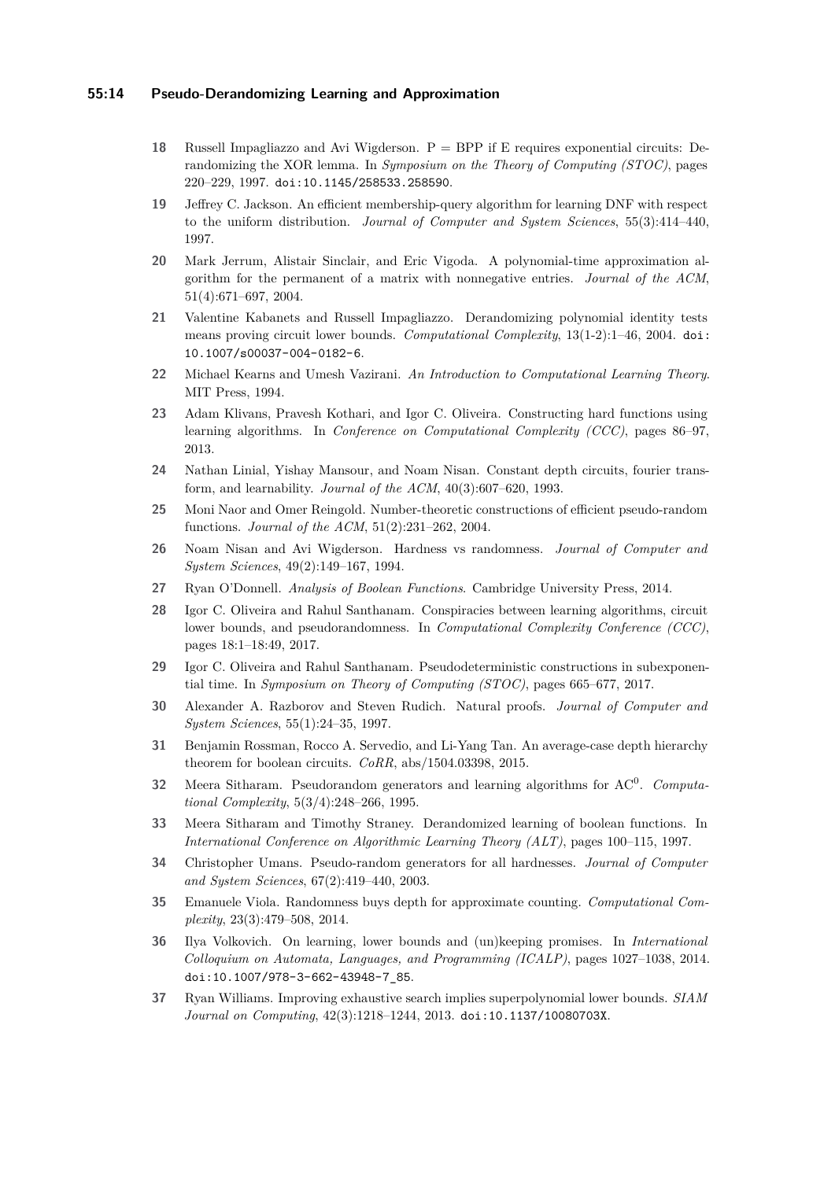18 Russell Impagliazzo and Avi Wigderson. P = BPP if E requires exponential circuits: Derandomizing the XOR lemma. In *Symposium on the Theory of Computing (STOC)*, pages 220–229, 1997. doi:10.1145/258533.258590.

19 Jeffrey C. Jackson. An efficient membership-query algorithm for learning DNF with respect to the uniform distribution. *Journal of Computer and System Sciences*, 55(3):414–440, 1997.

20 Mark Jerrum, Alistair Sinclair, and Eric Vigoda. A polynomial-time approximation algorithm for the permanent of a matrix with nonnegative entries. *Journal of the ACM*, 51(4):671–697, 2004.

21 Valentine Kabanets and Russell Impagliazzo. Derandomizing polynomial identity tests means proving circuit lower bounds. *Computational Complexity*, 13(1-2):1–46, 2004. doi:10.1007/s00037-004-0182-6.

22 Michael Kearns and Umesh Vazirani. *An Introduction to Computational Learning Theory*. MIT Press, 1994.

23 Adam Klivans, Pravesh Kothari, and Igor C. Oliveira. Constructing hard functions using learning algorithms. In *Conference on Computational Complexity (CCC)*, pages 86–97, 2013.

24 Nathan Linial, Yishay Mansour, and Noam Nisan. Constant depth circuits, fourier transform, and learnability. *Journal of the ACM*, 40(3):607–620, 1993.

25 Moni Naor and Omer Reingold. Number-theoretic constructions of efficient pseudo-random functions. *Journal of the ACM*, 51(2):231–262, 2004.

26 Noam Nisan and Avi Wigderson. Hardness vs randomness. *Journal of Computer and System Sciences*, 49(2):149–167, 1994.

27 Ryan O'Donnell. *Analysis of Boolean Functions*. Cambridge University Press, 2014.

28 Igor C. Oliveira and Rahul Santhanam. Conspiracies between learning algorithms, circuit lower bounds, and pseudorandomness. In *Computational Complexity Conference (CCC)*, pages 18:1–18:49, 2017.

29 Igor C. Oliveira and Rahul Santhanam. Pseudodeterministic constructions in subexponential time. In *Symposium on Theory of Computing (STOC)*, pages 665–677, 2017.

30 Alexander A. Razborov and Steven Rudich. Natural proofs. *Journal of Computer and System Sciences*, 55(1):24–35, 1997.

31 Benjamin Rossman, Rocco A. Servedio, and Li-Yang Tan. An average-case depth hierarchy theorem for boolean circuits. *CoRR*, abs/1504.03398, 2015.

32 Meera Sitharam. Pseudorandom generators and learning algorithms for $\mathrm{AC}^0$. *Computational Complexity*, 5(3/4):248–266, 1995.

33 Meera Sitharam and Timothy Straney. Derandomized learning of boolean functions. In *International Conference on Algorithmic Learning Theory (ALT)*, pages 100–115, 1997.

34 Christopher Umans. Pseudo-random generators for all hardnesses. *Journal of Computer and System Sciences*, 67(2):419–440, 2003.

35 Emanuele Viola. Randomness buys depth for approximate counting. *Computational Complexity*, 23(3):479–508, 2014.

36 Ilya Volkovich. On learning, lower bounds and (un)keeping promises. In *International Colloquium on Automata, Languages, and Programming (ICALP)*, pages 1027–1038, 2014. doi:10.1007/978-3-662-43948-7_85.

37 Ryan Williams. Improving exhaustive search implies superpolynomial lower bounds. *SIAM Journal on Computing*, 42(3):1218–1244, 2013. doi:10.1137/10080703X.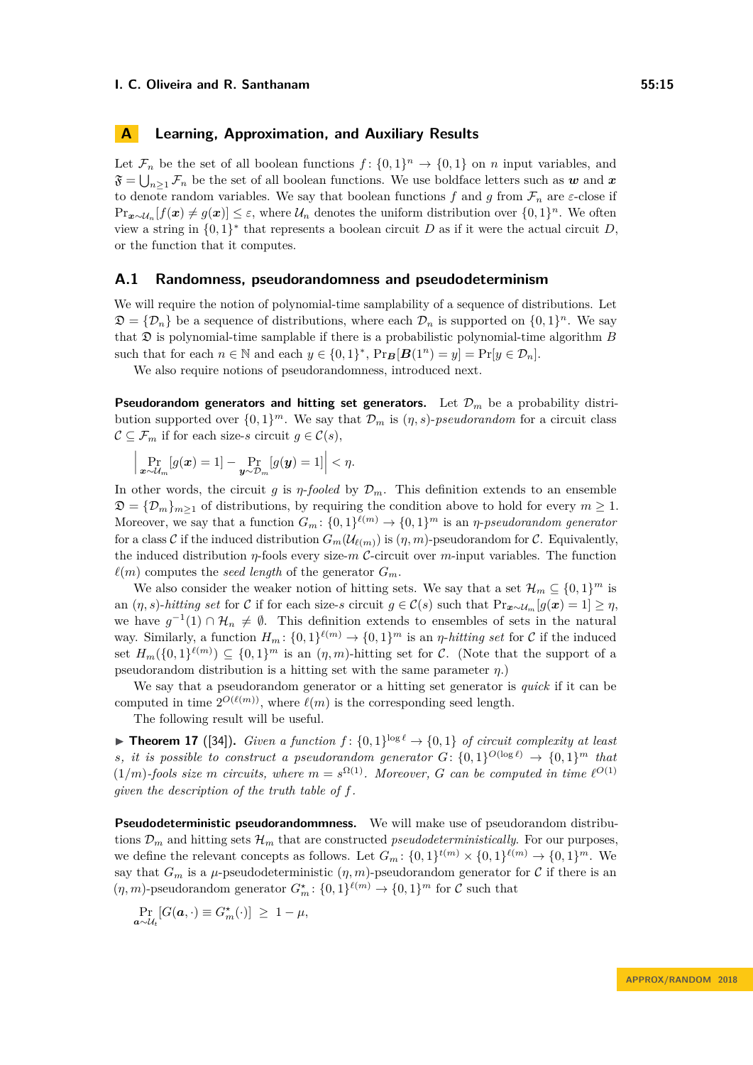## A Learning, Approximation, and Auxiliary Results

Let $\mathcal{F}_n$ be the set of all boolean functions $f\colon \{0,1\}^n \to \{0,1\}$ on $n$ input variables, and $\mathfrak{F} = \bigcup_{n\geq 1} \mathcal{F}_n$ be the set of all boolean functions. We use boldface letters such as $\boldsymbol{w}$ and $\boldsymbol{x}$ to denote random variables. We say that boolean functions $f$ and $g$ from $\mathcal{F}_n$ are $\varepsilon$-close if $\Pr_{\boldsymbol{x}\sim\mathcal{U}_n}[f(\boldsymbol{x}) \neq g(\boldsymbol{x})] \leq \varepsilon$, where $\mathcal{U}_n$ denotes the uniform distribution over $\{0,1\}^n$. We often view a string in $\{0,1\}^*$ that represents a boolean circuit $D$ as if it were the actual circuit $D$, or the function that it computes.

### A.1 Randomness, pseudorandomness and pseudodeterminism

We will require the notion of polynomial-time samplability of a sequence of distributions. Let $\mathfrak{D} = \{\mathcal{D}_n\}$ be a sequence of distributions, where each $\mathcal{D}_n$ is supported on $\{0,1\}^n$. We say that $\mathfrak{D}$ is polynomial-time samplable if there is a probabilistic polynomial-time algorithm $B$ such that for each $n \in \mathbb{N}$ and each $y \in \{0,1\}^*$, $\Pr_{\boldsymbol{B}}[\boldsymbol{B}(1^n) = y] = \Pr[y \in \mathcal{D}_n]$.

We also require notions of pseudorandomness, introduced next.

**Pseudorandom generators and hitting set generators.** Let $\mathcal{D}_m$ be a probability distribution supported over $\{0,1\}^m$. We say that $\mathcal{D}_m$ is $(\eta, s)$-*pseudorandom* for a circuit class $\mathcal{C} \subseteq \mathcal{F}_m$ if for each size-$s$ circuit $g \in \mathcal{C}(s)$,

$$\left| \Pr_{\boldsymbol{x}\sim\mathcal{U}_m}[g(\boldsymbol{x}) = 1] - \Pr_{\boldsymbol{y}\sim\mathcal{D}_m}[g(\boldsymbol{y}) = 1] \right| < \eta.$$

In other words, the circuit $g$ is $\eta$-*fooled* by $\mathcal{D}_m$. This definition extends to an ensemble $\mathfrak{D} = \{\mathcal{D}_m\}_{m\geq 1}$ of distributions, by requiring the condition above to hold for every $m \geq 1$. Moreover, we say that a function $G_m\colon \{0,1\}^{\ell(m)} \to \{0,1\}^m$ is an $\eta$-*pseudorandom generator* for a class $\mathcal{C}$ if the induced distribution $G_m(\mathcal{U}_{\ell(m)})$ is $(\eta, m)$-pseudorandom for $\mathcal{C}$. Equivalently, the induced distribution $\eta$-fools every size-$m$ $\mathcal{C}$-circuit over $m$-input variables. The function $\ell(m)$ computes the *seed length* of the generator $G_m$.

We also consider the weaker notion of hitting sets. We say that a set $\mathcal{H}_m \subseteq \{0,1\}^m$ is an $(\eta, s)$-*hitting set* for $\mathcal{C}$ if for each size-$s$ circuit $g \in \mathcal{C}(s)$ such that $\Pr_{\boldsymbol{x}\sim\mathcal{U}_m}[g(\boldsymbol{x}) = 1] \geq \eta$, we have $g^{-1}(1) \cap \mathcal{H}_n \neq \emptyset$. This definition extends to ensembles of sets in the natural way. Similarly, a function $H_m\colon \{0,1\}^{\ell(m)} \to \{0,1\}^m$ is an $\eta$-*hitting set* for $\mathcal{C}$ if the induced set $H_m(\{0,1\}^{\ell(m)}) \subseteq \{0,1\}^m$ is an $(\eta, m)$-hitting set for $\mathcal{C}$. (Note that the support of a pseudorandom distribution is a hitting set with the same parameter $\eta$.)

We say that a pseudorandom generator or a hitting set generator is *quick* if it can be computed in time $2^{O(\ell(m))}$, where $\ell(m)$ is the corresponding seed length.

The following result will be useful.

▶ **Theorem 17** ([34]). *Given a function $f\colon \{0,1\}^{\log \ell} \to \{0,1\}$ of circuit complexity at least $s$, it is possible to construct a pseudorandom generator $G\colon \{0,1\}^{O(\log \ell)} \to \{0,1\}^m$ that $(1/m)$-fools size $m$ circuits, where $m = s^{\Omega(1)}$. Moreover, $G$ can be computed in time $\ell^{O(1)}$ given the description of the truth table of $f$.*

**Pseudodeterministic pseudorandommness.** We will make use of pseudorandom distributions $\mathcal{D}_m$ and hitting sets $\mathcal{H}_m$ that are constructed *pseudodeterministically*. For our purposes, we define the relevant concepts as follows. Let $G_m\colon \{0,1\}^{t(m)} \times \{0,1\}^{\ell(m)} \to \{0,1\}^m$. We say that $G_m$ is a $\mu$-pseudodeterministic $(\eta, m)$-pseudorandom generator for $\mathcal{C}$ if there is an $(\eta, m)$-pseudorandom generator $G^\star_m\colon \{0,1\}^{\ell(m)} \to \{0,1\}^m$ for $\mathcal{C}$ such that

$$\Pr_{\boldsymbol{a}\sim\mathcal{U}_t}[G(\boldsymbol{a}, \cdot) \equiv G^\star_m(\cdot)] \;\geq\; 1 - \mu,$$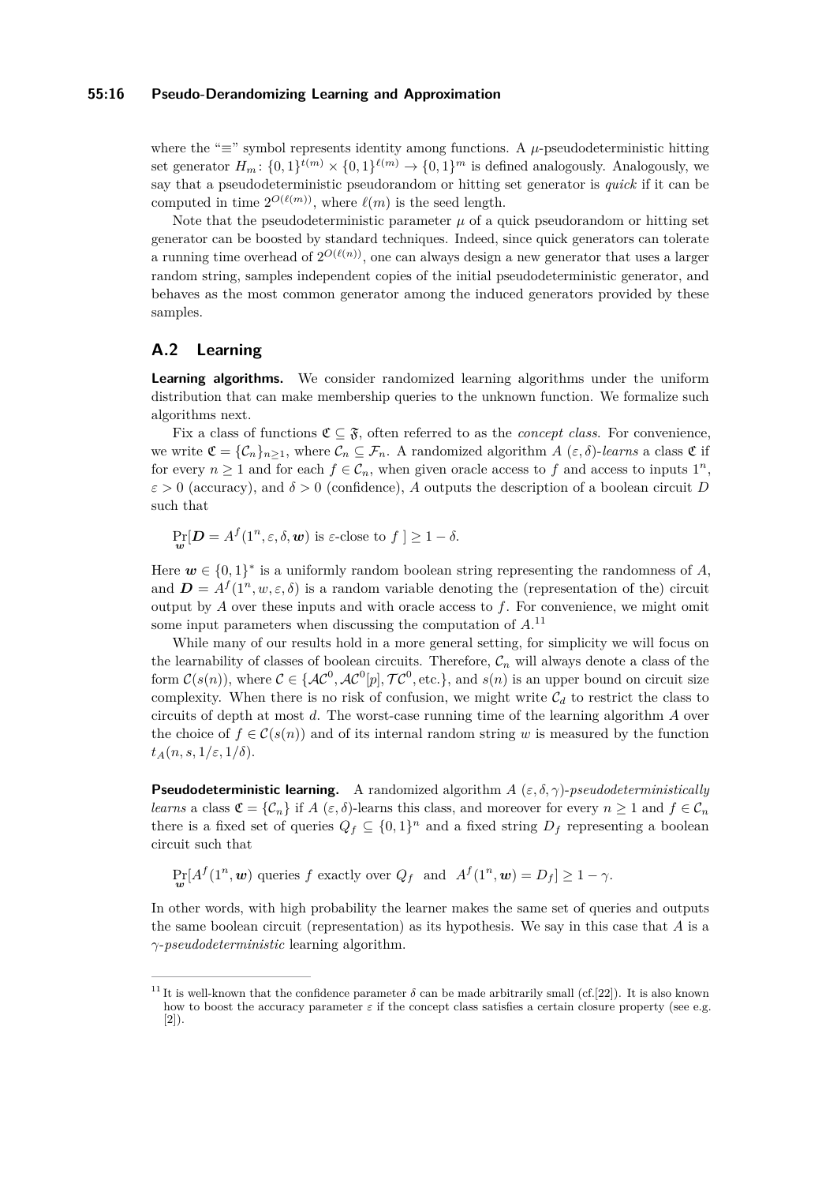where the "$\equiv$" symbol represents identity among functions. A $\mu$-pseudodeterministic hitting set generator $H_m \colon \{0,1\}^{t(m)} \times \{0,1\}^{\ell(m)} \to \{0,1\}^m$ is defined analogously. Analogously, we say that a pseudodeterministic pseudorandom or hitting set generator is *quick* if it can be computed in time $2^{O(\ell(m))}$, where $\ell(m)$ is the seed length.

Note that the pseudodeterministic parameter $\mu$ of a quick pseudorandom or hitting set generator can be boosted by standard techniques. Indeed, since quick generators can tolerate a running time overhead of $2^{O(\ell(n))}$, one can always design a new generator that uses a larger random string, samples independent copies of the initial pseudodeterministic generator, and behaves as the most common generator among the induced generators provided by these samples.

## A.2 Learning

**Learning algorithms.** We consider randomized learning algorithms under the uniform distribution that can make membership queries to the unknown function. We formalize such algorithms next.

Fix a class of functions $\mathfrak{C} \subseteq \mathfrak{F}$, often referred to as the *concept class*. For convenience, we write $\mathfrak{C} = \{\mathcal{C}_n\}_{n \geq 1}$, where $\mathcal{C}_n \subseteq \mathcal{F}_n$. A randomized algorithm $A$ $(\varepsilon, \delta)$-*learns* a class $\mathfrak{C}$ if for every $n \geq 1$ and for each $f \in \mathcal{C}_n$, when given oracle access to $f$ and access to inputs $1^n$, $\varepsilon > 0$ (accuracy), and $\delta > 0$ (confidence), $A$ outputs the description of a boolean circuit $D$ such that

$$\Pr_{\boldsymbol{w}}[\boldsymbol{D} = A^f(1^n, \varepsilon, \delta, \boldsymbol{w}) \text{ is } \varepsilon\text{-close to } f\,] \geq 1 - \delta.$$

Here $\boldsymbol{w} \in \{0,1\}^*$ is a uniformly random boolean string representing the randomness of $A$, and $\boldsymbol{D} = A^f(1^n, w, \varepsilon, \delta)$ is a random variable denoting the (representation of the) circuit output by $A$ over these inputs and with oracle access to $f$. For convenience, we might omit some input parameters when discussing the computation of $A$.[11]

While many of our results hold in a more general setting, for simplicity we will focus on the learnability of classes of boolean circuits. Therefore, $\mathcal{C}_n$ will always denote a class of the form $\mathcal{C}(s(n))$, where $\mathcal{C} \in \{\mathcal{AC}^0, \mathcal{AC}^0[p], \mathcal{TC}^0, \text{etc.}\}$, and $s(n)$ is an upper bound on circuit size complexity. When there is no risk of confusion, we might write $\mathcal{C}_d$ to restrict the class to circuits of depth at most $d$. The worst-case running time of the learning algorithm $A$ over the choice of $f \in \mathcal{C}(s(n))$ and of its internal random string $w$ is measured by the function $t_A(n, s, 1/\varepsilon, 1/\delta)$.

**Pseudodeterministic learning.** A randomized algorithm $A$ $(\varepsilon, \delta, \gamma)$-*pseudodeterministically learns* a class $\mathfrak{C} = \{\mathcal{C}_n\}$ if $A$ $(\varepsilon, \delta)$-learns this class, and moreover for every $n \geq 1$ and $f \in \mathcal{C}_n$ there is a fixed set of queries $Q_f \subseteq \{0,1\}^n$ and a fixed string $D_f$ representing a boolean circuit such that

$$\Pr_{\boldsymbol{w}}[A^f(1^n, \boldsymbol{w}) \text{ queries } f \text{ exactly over } Q_f \text{ and } A^f(1^n, \boldsymbol{w}) = D_f] \geq 1 - \gamma.$$

In other words, with high probability the learner makes the same set of queries and outputs the same boolean circuit (representation) as its hypothesis. We say in this case that $A$ is a $\gamma$-*pseudodeterministic* learning algorithm.

---

[11] It is well-known that the confidence parameter $\delta$ can be made arbitrarily small (cf.[22]). It is also known how to boost the accuracy parameter $\varepsilon$ if the concept class satisfies a certain closure property (see e.g. [2]).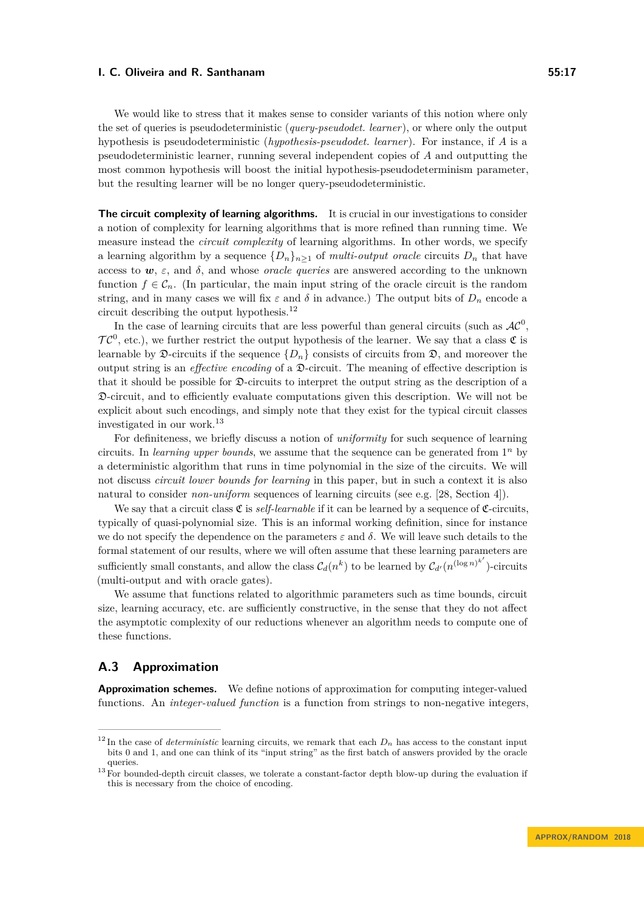We would like to stress that it makes sense to consider variants of this notion where only the set of queries is pseudodeterministic (*query-pseudodet. learner*), or where only the output hypothesis is pseudodeterministic (*hypothesis-pseudodet. learner*). For instance, if $A$ is a pseudodeterministic learner, running several independent copies of $A$ and outputting the most common hypothesis will boost the initial hypothesis-pseudodeterminism parameter, but the resulting learner will be no longer query-pseudodeterministic.

**The circuit complexity of learning algorithms.** It is crucial in our investigations to consider a notion of complexity for learning algorithms that is more refined than running time. We measure instead the *circuit complexity* of learning algorithms. In other words, we specify a learning algorithm by a sequence $\{D_n\}_{n \geq 1}$ of *multi-output oracle* circuits $D_n$ that have access to $\boldsymbol{w}$, $\varepsilon$, and $\delta$, and whose *oracle queries* are answered according to the unknown function $f \in \mathcal{C}_n$. (In particular, the main input string of the oracle circuit is the random string, and in many cases we will fix $\varepsilon$ and $\delta$ in advance.) The output bits of $D_n$ encode a circuit describing the output hypothesis.[12]

In the case of learning circuits that are less powerful than general circuits (such as $\mathcal{AC}^0$, $\mathcal{TC}^0$, etc.), we further restrict the output hypothesis of the learner. We say that a class $\mathfrak{C}$ is learnable by $\mathfrak{D}$-circuits if the sequence $\{D_n\}$ consists of circuits from $\mathfrak{D}$, and moreover the output string is an *effective encoding* of a $\mathfrak{D}$-circuit. The meaning of effective description is that it should be possible for $\mathfrak{D}$-circuits to interpret the output string as the description of a $\mathfrak{D}$-circuit, and to efficiently evaluate computations given this description. We will not be explicit about such encodings, and simply note that they exist for the typical circuit classes investigated in our work.[13]

For definiteness, we briefly discuss a notion of *uniformity* for such sequence of learning circuits. In *learning upper bounds*, we assume that the sequence can be generated from $1^n$ by a deterministic algorithm that runs in time polynomial in the size of the circuits. We will not discuss *circuit lower bounds for learning* in this paper, but in such a context it is also natural to consider *non-uniform* sequences of learning circuits (see e.g. [28, Section 4]).

We say that a circuit class $\mathfrak{C}$ is *self-learnable* if it can be learned by a sequence of $\mathfrak{C}$-circuits, typically of quasi-polynomial size. This is an informal working definition, since for instance we do not specify the dependence on the parameters $\varepsilon$ and $\delta$. We will leave such details to the formal statement of our results, where we will often assume that these learning parameters are sufficiently small constants, and allow the class $\mathcal{C}_d(n^k)$ to be learned by $\mathcal{C}_{d'}(n^{(\log n)^{k'}})$-circuits (multi-output and with oracle gates).

We assume that functions related to algorithmic parameters such as time bounds, circuit size, learning accuracy, etc. are sufficiently constructive, in the sense that they do not affect the asymptotic complexity of our reductions whenever an algorithm needs to compute one of these functions.

## A.3 Approximation

**Approximation schemes.** We define notions of approximation for computing integer-valued functions. An *integer-valued function* is a function from strings to non-negative integers,

---

[12] In the case of *deterministic* learning circuits, we remark that each $D_n$ has access to the constant input bits 0 and 1, and one can think of its "input string" as the first batch of answers provided by the oracle queries.

[13] For bounded-depth circuit classes, we tolerate a constant-factor depth blow-up during the evaluation if this is necessary from the choice of encoding.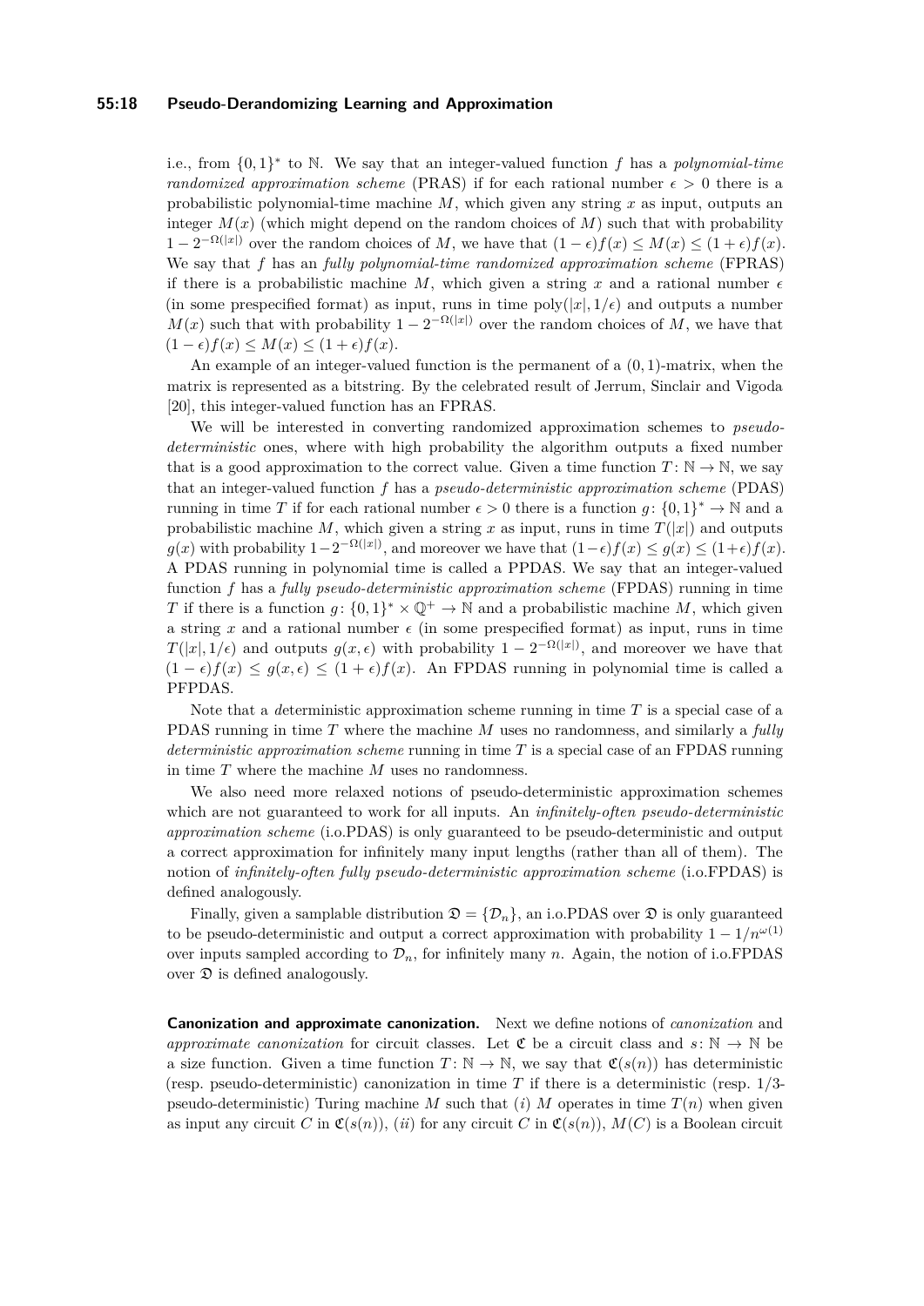i.e., from $\{0,1\}^*$ to $\mathbb{N}$. We say that an integer-valued function $f$ has a *polynomial-time randomized approximation scheme* (PRAS) if for each rational number $\epsilon > 0$ there is a probabilistic polynomial-time machine $M$, which given any string $x$ as input, outputs an integer $M(x)$ (which might depend on the random choices of $M$) such that with probability $1 - 2^{-\Omega(|x|)}$ over the random choices of $M$, we have that $(1-\epsilon)f(x) \leq M(x) \leq (1+\epsilon)f(x)$. We say that $f$ has an *fully polynomial-time randomized approximation scheme* (FPRAS) if there is a probabilistic machine $M$, which given a string $x$ and a rational number $\epsilon$ (in some prespecified format) as input, runs in time $\text{poly}(|x|, 1/\epsilon)$ and outputs a number $M(x)$ such that with probability $1 - 2^{-\Omega(|x|)}$ over the random choices of $M$, we have that $(1-\epsilon)f(x) \leq M(x) \leq (1+\epsilon)f(x)$.

An example of an integer-valued function is the permanent of a $(0,1)$-matrix, when the matrix is represented as a bitstring. By the celebrated result of Jerrum, Sinclair and Vigoda [20], this integer-valued function has an FPRAS.

We will be interested in converting randomized approximation schemes to *pseudo-deterministic* ones, where with high probability the algorithm outputs a fixed number that is a good approximation to the correct value. Given a time function $T : \mathbb{N} \to \mathbb{N}$, we say that an integer-valued function $f$ has a *pseudo-deterministic approximation scheme* (PDAS) running in time $T$ if for each rational number $\epsilon > 0$ there is a function $g : \{0,1\}^* \to \mathbb{N}$ and a probabilistic machine $M$, which given a string $x$ as input, runs in time $T(|x|)$ and outputs $g(x)$ with probability $1 - 2^{-\Omega(|x|)}$, and moreover we have that $(1-\epsilon)f(x) \leq g(x) \leq (1+\epsilon)f(x)$. A PDAS running in polynomial time is called a PPDAS. We say that an integer-valued function $f$ has a *fully pseudo-deterministic approximation scheme* (FPDAS) running in time $T$ if there is a function $g : \{0,1\}^* \times \mathbb{Q}^+ \to \mathbb{N}$ and a probabilistic machine $M$, which given a string $x$ and a rational number $\epsilon$ (in some prespecified format) as input, runs in time $T(|x|, 1/\epsilon)$ and outputs $g(x, \epsilon)$ with probability $1 - 2^{-\Omega(|x|)}$, and moreover we have that $(1-\epsilon)f(x) \leq g(x,\epsilon) \leq (1+\epsilon)f(x)$. An FPDAS running in polynomial time is called a PFPDAS.

Note that a *d*eterministic approximation scheme running in time $T$ is a special case of a PDAS running in time $T$ where the machine $M$ uses no randomness, and similarly a *fully deterministic approximation scheme* running in time $T$ is a special case of an FPDAS running in time $T$ where the machine $M$ uses no randomness.

We also need more relaxed notions of pseudo-deterministic approximation schemes which are not guaranteed to work for all inputs. An *infinitely-often pseudo-deterministic approximation scheme* (i.o.PDAS) is only guaranteed to be pseudo-deterministic and output a correct approximation for infinitely many input lengths (rather than all of them). The notion of *infinitely-often fully pseudo-deterministic approximation scheme* (i.o.FPDAS) is defined analogously.

Finally, given a samplable distribution $\mathfrak{D} = \{\mathcal{D}_n\}$, an i.o.PDAS over $\mathfrak{D}$ is only guaranteed to be pseudo-deterministic and output a correct approximation with probability $1 - 1/n^{\omega(1)}$ over inputs sampled according to $\mathcal{D}_n$, for infinitely many $n$. Again, the notion of i.o.FPDAS over $\mathfrak{D}$ is defined analogously.

**Canonization and approximate canonization.** Next we define notions of *canonization* and *approximate canonization* for circuit classes. Let $\mathfrak{C}$ be a circuit class and $s : \mathbb{N} \to \mathbb{N}$ be a size function. Given a time function $T : \mathbb{N} \to \mathbb{N}$, we say that $\mathfrak{C}(s(n))$ has deterministic (resp. pseudo-deterministic) canonization in time $T$ if there is a deterministic (resp. 1/3-pseudo-deterministic) Turing machine $M$ such that (*i*) $M$ operates in time $T(n)$ when given as input any circuit $C$ in $\mathfrak{C}(s(n))$, (*ii*) for any circuit $C$ in $\mathfrak{C}(s(n))$, $M(C)$ is a Boolean circuit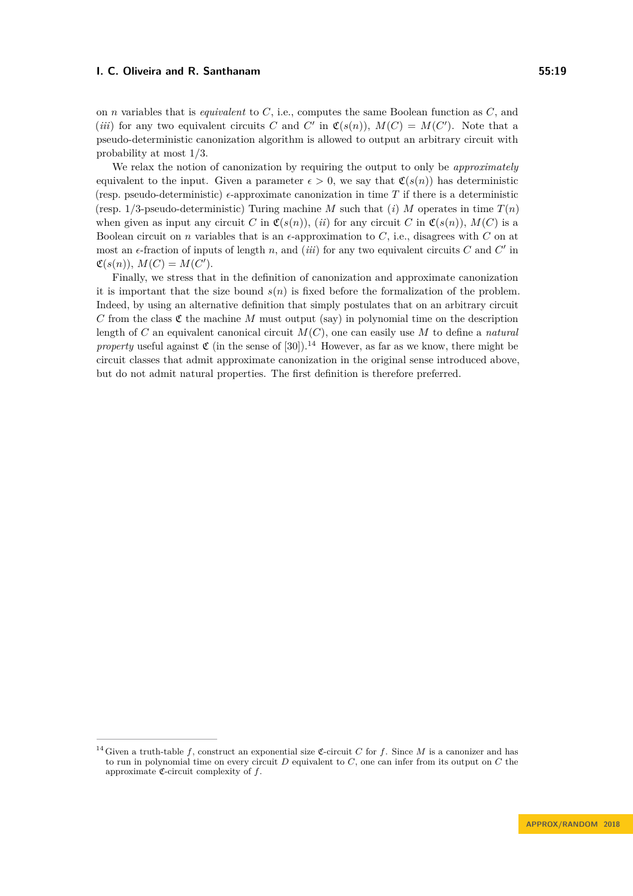on $n$ variables that is *equivalent* to $C$, i.e., computes the same Boolean function as $C$, and (*iii*) for any two equivalent circuits $C$ and $C'$ in $\mathfrak{C}(s(n))$, $M(C) = M(C')$. Note that a pseudo-deterministic canonization algorithm is allowed to output an arbitrary circuit with probability at most 1/3.

We relax the notion of canonization by requiring the output to only be *approximately* equivalent to the input. Given a parameter $\epsilon > 0$, we say that $\mathfrak{C}(s(n))$ has deterministic (resp. pseudo-deterministic) $\epsilon$-approximate canonization in time $T$ if there is a deterministic (resp. 1/3-pseudo-deterministic) Turing machine $M$ such that (*i*) $M$ operates in time $T(n)$ when given as input any circuit $C$ in $\mathfrak{C}(s(n))$, (*ii*) for any circuit $C$ in $\mathfrak{C}(s(n))$, $M(C)$ is a Boolean circuit on $n$ variables that is an $\epsilon$-approximation to $C$, i.e., disagrees with $C$ on at most an $\epsilon$-fraction of inputs of length $n$, and (*iii*) for any two equivalent circuits $C$ and $C'$ in $\mathfrak{C}(s(n))$, $M(C) = M(C')$.

Finally, we stress that in the definition of canonization and approximate canonization it is important that the size bound $s(n)$ is fixed before the formalization of the problem. Indeed, by using an alternative definition that simply postulates that on an arbitrary circuit $C$ from the class $\mathfrak{C}$ the machine $M$ must output (say) in polynomial time on the description length of $C$ an equivalent canonical circuit $M(C)$, one can easily use $M$ to define a *natural property* useful against $\mathfrak{C}$ (in the sense of [30]).[14] However, as far as we know, there might be circuit classes that admit approximate canonization in the original sense introduced above, but do not admit natural properties. The first definition is therefore preferred.

---

[14] Given a truth-table $f$, construct an exponential size $\mathfrak{C}$-circuit $C$ for $f$. Since $M$ is a canonizer and has to run in polynomial time on every circuit $D$ equivalent to $C$, one can infer from its output on $C$ the approximate $\mathfrak{C}$-circuit complexity of $f$.